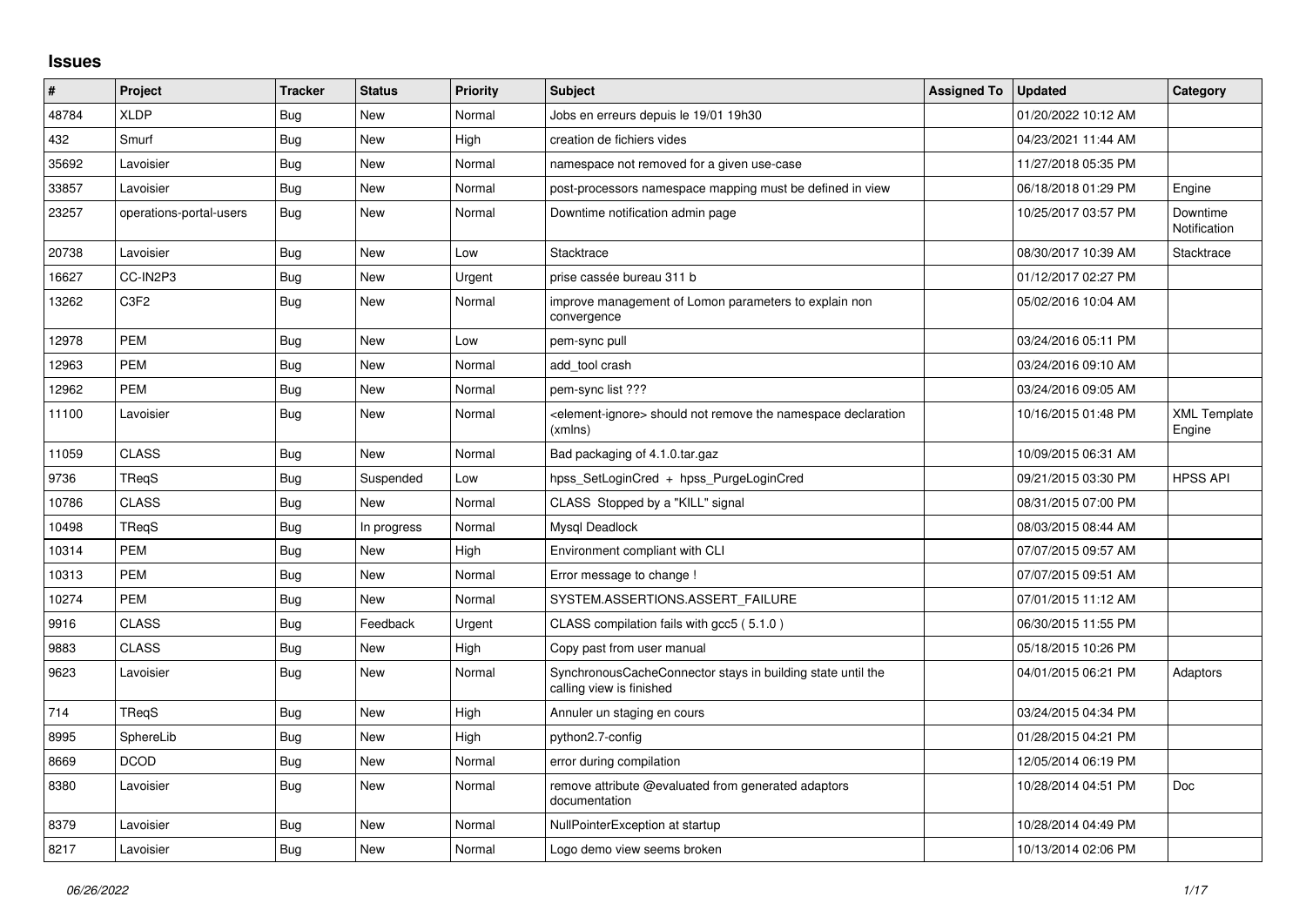# Issues

| # | Project | Tracker | Status | Priority | Subject | Assigned To | Updated | Category |
|---|---|---|---|---|---|---|---|---|
| 48784 | XLDP | Bug | New | Normal | Jobs en erreurs depuis le 19/01 19h30 | | 01/20/2022 10:12 AM | |
| 432 | Smurf | Bug | New | High | creation de fichiers vides | | 04/23/2021 11:44 AM | |
| 35692 | Lavoisier | Bug | New | Normal | namespace not removed for a given use-case | | 11/27/2018 05:35 PM | |
| 33857 | Lavoisier | Bug | New | Normal | post-processors namespace mapping must be defined in view | | 06/18/2018 01:29 PM | Engine |
| 23257 | operations-portal-users | Bug | New | Normal | Downtime notification admin page | | 10/25/2017 03:57 PM | Downtime Notification |
| 20738 | Lavoisier | Bug | New | Low | Stacktrace | | 08/30/2017 10:39 AM | Stacktrace |
| 16627 | CC-IN2P3 | Bug | New | Urgent | prise cassée bureau 311 b | | 01/12/2017 02:27 PM | |
| 13262 | C3F2 | Bug | New | Normal | improve management of Lomon parameters to explain non convergence | | 05/02/2016 10:04 AM | |
| 12978 | PEM | Bug | New | Low | pem-sync pull | | 03/24/2016 05:11 PM | |
| 12963 | PEM | Bug | New | Normal | add_tool crash | | 03/24/2016 09:10 AM | |
| 12962 | PEM | Bug | New | Normal | pem-sync list ??? | | 03/24/2016 09:05 AM | |
| 11100 | Lavoisier | Bug | New | Normal | <element-ignore> should not remove the namespace declaration (xmlns) | | 10/16/2015 01:48 PM | XML Template Engine |
| 11059 | CLASS | Bug | New | Normal | Bad packaging of 4.1.0.tar.gaz | | 10/09/2015 06:31 AM | |
| 9736 | TReqS | Bug | Suspended | Low | hpss_SetLoginCred + hpss_PurgeLoginCred | | 09/21/2015 03:30 PM | HPSS API |
| 10786 | CLASS | Bug | New | Normal | CLASS Stopped by a "KILL" signal | | 08/31/2015 07:00 PM | |
| 10498 | TReqS | Bug | In progress | Normal | Mysql Deadlock | | 08/03/2015 08:44 AM | |
| 10314 | PEM | Bug | New | High | Environment compliant with CLI | | 07/07/2015 09:57 AM | |
| 10313 | PEM | Bug | New | Normal | Error message to change ! | | 07/07/2015 09:51 AM | |
| 10274 | PEM | Bug | New | Normal | SYSTEM.ASSERTIONS.ASSERT_FAILURE | | 07/01/2015 11:12 AM | |
| 9916 | CLASS | Bug | Feedback | Urgent | CLASS compilation fails with gcc5 ( 5.1.0 ) | | 06/30/2015 11:55 PM | |
| 9883 | CLASS | Bug | New | High | Copy past from user manual | | 05/18/2015 10:26 PM | |
| 9623 | Lavoisier | Bug | New | Normal | SynchronousCacheConnector stays in building state until the calling view is finished | | 04/01/2015 06:21 PM | Adaptors |
| 714 | TReqS | Bug | New | High | Annuler un staging en cours | | 03/24/2015 04:34 PM | |
| 8995 | SphereLib | Bug | New | High | python2.7-config | | 01/28/2015 04:21 PM | |
| 8669 | DCOD | Bug | New | Normal | error during compilation | | 12/05/2014 06:19 PM | |
| 8380 | Lavoisier | Bug | New | Normal | remove attribute @evaluated from generated adaptors documentation | | 10/28/2014 04:51 PM | Doc |
| 8379 | Lavoisier | Bug | New | Normal | NullPointerException at startup | | 10/28/2014 04:49 PM | |
| 8217 | Lavoisier | Bug | New | Normal | Logo demo view seems broken | | 10/13/2014 02:06 PM | |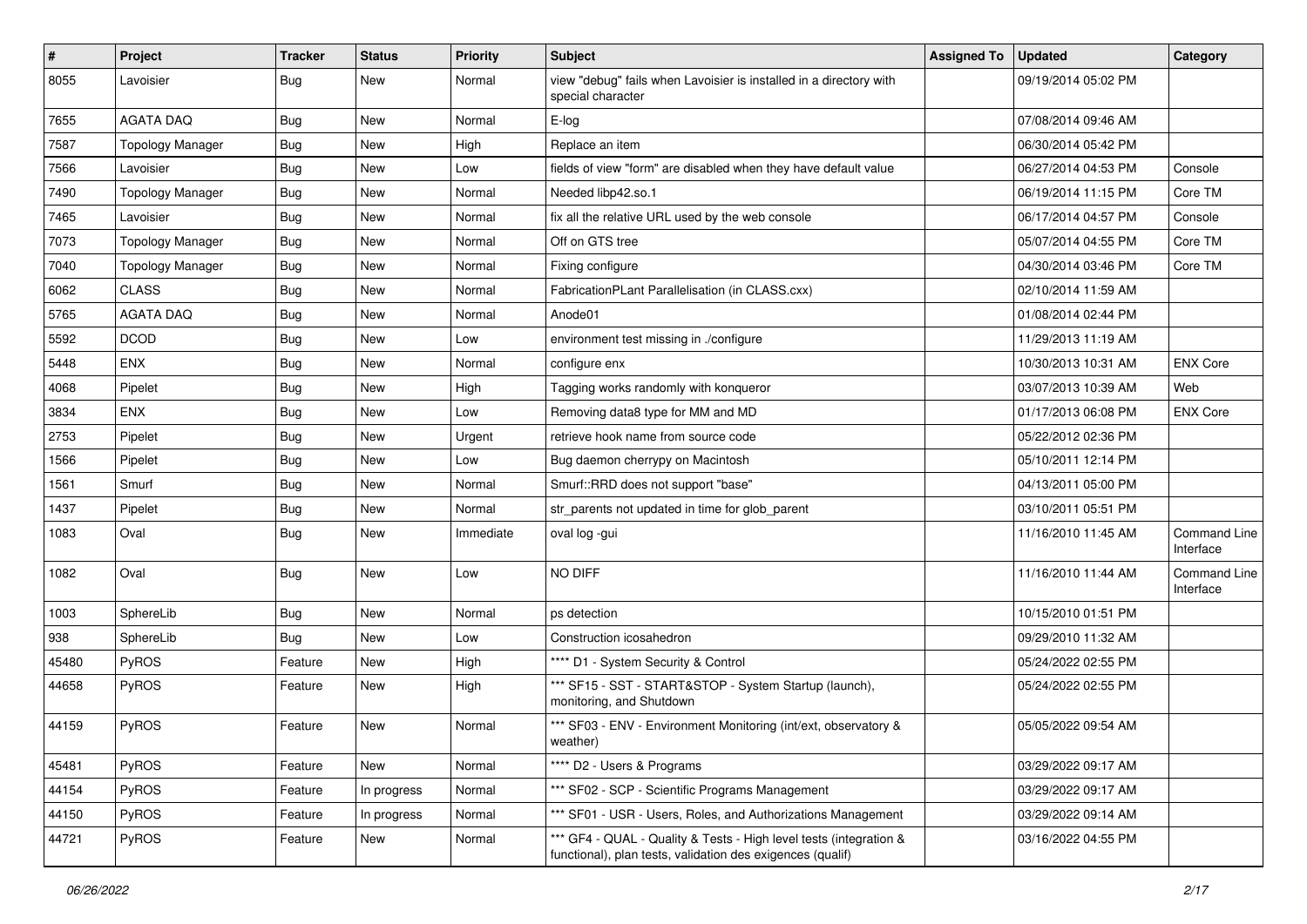| # | Project | Tracker | Status | Priority | Subject | Assigned To | Updated | Category |
|---|---|---|---|---|---|---|---|---|
| 8055 | Lavoisier | Bug | New | Normal | view "debug" fails when Lavoisier is installed in a directory with special character | | 09/19/2014 05:02 PM | |
| 7655 | AGATA DAQ | Bug | New | Normal | E-log | | 07/08/2014 09:46 AM | |
| 7587 | Topology Manager | Bug | New | High | Replace an item | | 06/30/2014 05:42 PM | |
| 7566 | Lavoisier | Bug | New | Low | fields of view "form" are disabled when they have default value | | 06/27/2014 04:53 PM | Console |
| 7490 | Topology Manager | Bug | New | Normal | Needed libp42.so.1 | | 06/19/2014 11:15 PM | Core TM |
| 7465 | Lavoisier | Bug | New | Normal | fix all the relative URL used by the web console | | 06/17/2014 04:57 PM | Console |
| 7073 | Topology Manager | Bug | New | Normal | Off on GTS tree | | 05/07/2014 04:55 PM | Core TM |
| 7040 | Topology Manager | Bug | New | Normal | Fixing configure | | 04/30/2014 03:46 PM | Core TM |
| 6062 | CLASS | Bug | New | Normal | FabricationPLant Parallelisation (in CLASS.cxx) | | 02/10/2014 11:59 AM | |
| 5765 | AGATA DAQ | Bug | New | Normal | Anode01 | | 01/08/2014 02:44 PM | |
| 5592 | DCOD | Bug | New | Low | environment test missing in ./configure | | 11/29/2013 11:19 AM | |
| 5448 | ENX | Bug | New | Normal | configure enx | | 10/30/2013 10:31 AM | ENX Core |
| 4068 | Pipelet | Bug | New | High | Tagging works randomly with konqueror | | 03/07/2013 10:39 AM | Web |
| 3834 | ENX | Bug | New | Low | Removing data8 type for MM and MD | | 01/17/2013 06:08 PM | ENX Core |
| 2753 | Pipelet | Bug | New | Urgent | retrieve hook name from source code | | 05/22/2012 02:36 PM | |
| 1566 | Pipelet | Bug | New | Low | Bug daemon cherrypy on Macintosh | | 05/10/2011 12:14 PM | |
| 1561 | Smurf | Bug | New | Normal | Smurf::RRD does not support "base" | | 04/13/2011 05:00 PM | |
| 1437 | Pipelet | Bug | New | Normal | str_parents not updated in time for glob_parent | | 03/10/2011 05:51 PM | |
| 1083 | Oval | Bug | New | Immediate | oval log -gui | | 11/16/2010 11:45 AM | Command Line Interface |
| 1082 | Oval | Bug | New | Low | NO DIFF | | 11/16/2010 11:44 AM | Command Line Interface |
| 1003 | SphereLib | Bug | New | Normal | ps detection | | 10/15/2010 01:51 PM | |
| 938 | SphereLib | Bug | New | Low | Construction icosahedron | | 09/29/2010 11:32 AM | |
| 45480 | PyROS | Feature | New | High | **** D1 - System Security & Control | | 05/24/2022 02:55 PM | |
| 44658 | PyROS | Feature | New | High | *** SF15 - SST - START&STOP - System Startup (launch), monitoring, and Shutdown | | 05/24/2022 02:55 PM | |
| 44159 | PyROS | Feature | New | Normal | *** SF03 - ENV - Environment Monitoring (int/ext, observatory & weather) | | 05/05/2022 09:54 AM | |
| 45481 | PyROS | Feature | New | Normal | **** D2 - Users & Programs | | 03/29/2022 09:17 AM | |
| 44154 | PyROS | Feature | In progress | Normal | *** SF02 - SCP - Scientific Programs Management | | 03/29/2022 09:17 AM | |
| 44150 | PyROS | Feature | In progress | Normal | *** SF01 - USR - Users, Roles, and Authorizations Management | | 03/29/2022 09:14 AM | |
| 44721 | PyROS | Feature | New | Normal | *** GF4 - QUAL - Quality & Tests - High level tests (integration & functional), plan tests, validation des exigences (qualif) | | 03/16/2022 04:55 PM | |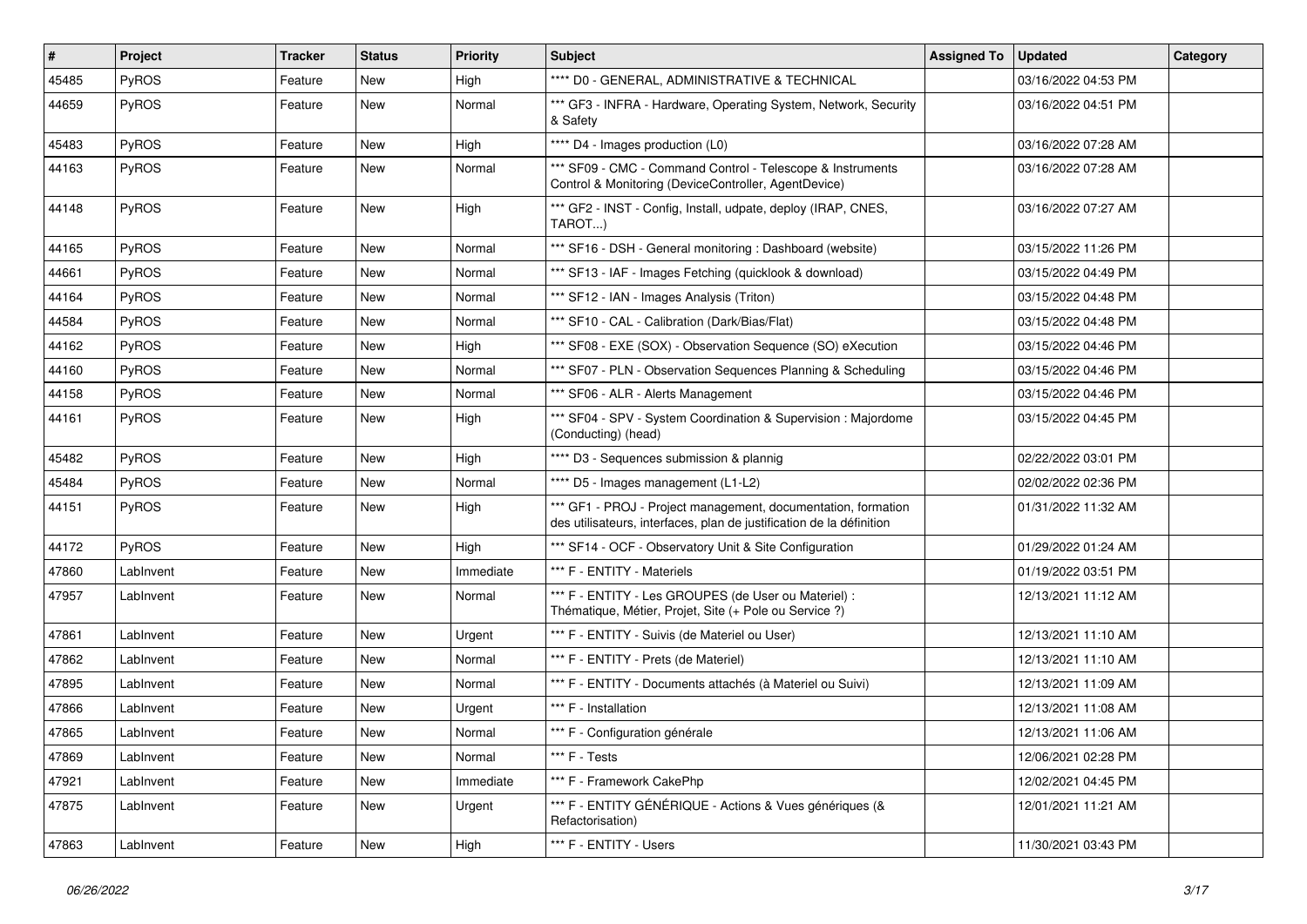| # | Project | Tracker | Status | Priority | Subject | Assigned To | Updated | Category |
|---|---|---|---|---|---|---|---|---|
| 45485 | PyROS | Feature | New | High | **** D0 - GENERAL, ADMINISTRATIVE & TECHNICAL | | 03/16/2022 04:53 PM | |
| 44659 | PyROS | Feature | New | Normal | *** GF3 - INFRA - Hardware, Operating System, Network, Security & Safety | | 03/16/2022 04:51 PM | |
| 45483 | PyROS | Feature | New | High | **** D4 - Images production (L0) | | 03/16/2022 07:28 AM | |
| 44163 | PyROS | Feature | New | Normal | *** SF09 - CMC - Command Control - Telescope & Instruments Control & Monitoring (DeviceController, AgentDevice) | | 03/16/2022 07:28 AM | |
| 44148 | PyROS | Feature | New | High | *** GF2 - INST - Config, Install, udpate, deploy (IRAP, CNES, TAROT...) | | 03/16/2022 07:27 AM | |
| 44165 | PyROS | Feature | New | Normal | *** SF16 - DSH - General monitoring : Dashboard (website) | | 03/15/2022 11:26 PM | |
| 44661 | PyROS | Feature | New | Normal | *** SF13 - IAF - Images Fetching (quicklook & download) | | 03/15/2022 04:49 PM | |
| 44164 | PyROS | Feature | New | Normal | *** SF12 - IAN - Images Analysis (Triton) | | 03/15/2022 04:48 PM | |
| 44584 | PyROS | Feature | New | Normal | *** SF10 - CAL - Calibration (Dark/Bias/Flat) | | 03/15/2022 04:48 PM | |
| 44162 | PyROS | Feature | New | High | *** SF08 - EXE (SOX) - Observation Sequence (SO) eXecution | | 03/15/2022 04:46 PM | |
| 44160 | PyROS | Feature | New | Normal | *** SF07 - PLN - Observation Sequences Planning & Scheduling | | 03/15/2022 04:46 PM | |
| 44158 | PyROS | Feature | New | Normal | *** SF06 - ALR - Alerts Management | | 03/15/2022 04:46 PM | |
| 44161 | PyROS | Feature | New | High | *** SF04 - SPV - System Coordination & Supervision : Majordome (Conducting) (head) | | 03/15/2022 04:45 PM | |
| 45482 | PyROS | Feature | New | High | **** D3 - Sequences submission & plannig | | 02/22/2022 03:01 PM | |
| 45484 | PyROS | Feature | New | Normal | **** D5 - Images management (L1-L2) | | 02/02/2022 02:36 PM | |
| 44151 | PyROS | Feature | New | High | *** GF1 - PROJ - Project management, documentation, formation des utilisateurs, interfaces, plan de justification de la définition | | 01/31/2022 11:32 AM | |
| 44172 | PyROS | Feature | New | High | *** SF14 - OCF - Observatory Unit & Site Configuration | | 01/29/2022 01:24 AM | |
| 47860 | LabInvent | Feature | New | Immediate | *** F - ENTITY - Materiels | | 01/19/2022 03:51 PM | |
| 47957 | LabInvent | Feature | New | Normal | *** F - ENTITY - Les GROUPES (de User ou Materiel) : Thématique, Métier, Projet, Site (+ Pole ou Service ?) | | 12/13/2021 11:12 AM | |
| 47861 | LabInvent | Feature | New | Urgent | *** F - ENTITY - Suivis (de Materiel ou User) | | 12/13/2021 11:10 AM | |
| 47862 | LabInvent | Feature | New | Normal | *** F - ENTITY - Prets (de Materiel) | | 12/13/2021 11:10 AM | |
| 47895 | LabInvent | Feature | New | Normal | *** F - ENTITY - Documents attachés (à Materiel ou Suivi) | | 12/13/2021 11:09 AM | |
| 47866 | LabInvent | Feature | New | Urgent | *** F - Installation | | 12/13/2021 11:08 AM | |
| 47865 | LabInvent | Feature | New | Normal | *** F - Configuration générale | | 12/13/2021 11:06 AM | |
| 47869 | LabInvent | Feature | New | Normal | *** F - Tests | | 12/06/2021 02:28 PM | |
| 47921 | LabInvent | Feature | New | Immediate | *** F - Framework CakePhp | | 12/02/2021 04:45 PM | |
| 47875 | LabInvent | Feature | New | Urgent | *** F - ENTITY GÉNÉRIQUE - Actions & Vues génériques (& Refactorisation) | | 12/01/2021 11:21 AM | |
| 47863 | LabInvent | Feature | New | High | *** F - ENTITY - Users | | 11/30/2021 03:43 PM | |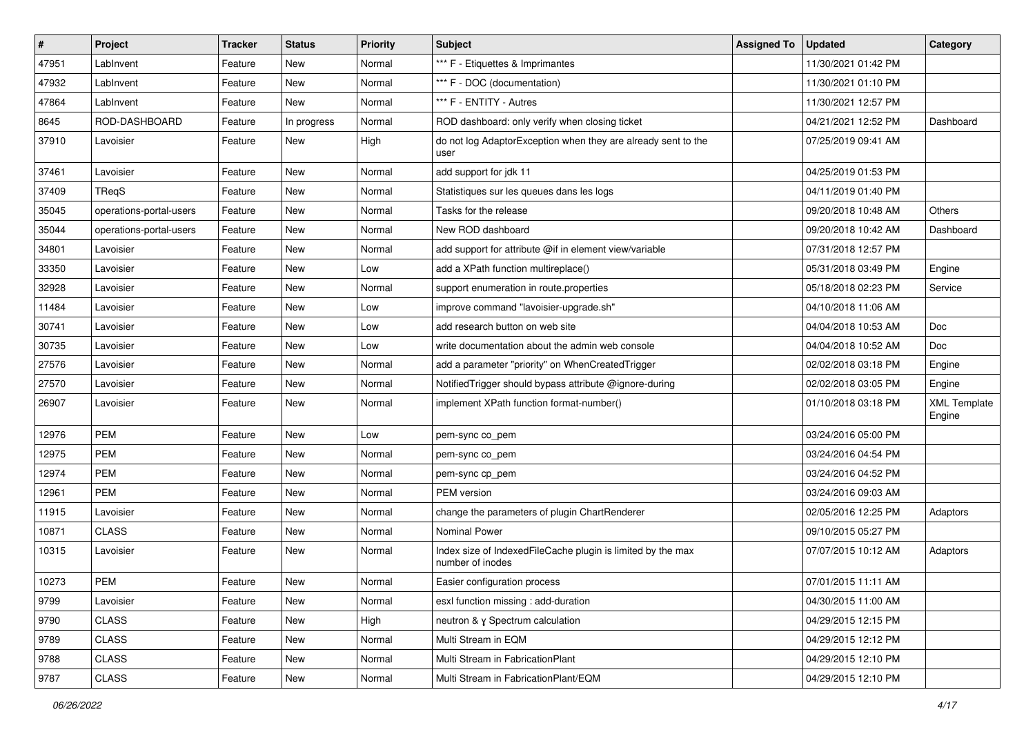| # | Project | Tracker | Status | Priority | Subject | Assigned To | Updated | Category |
|---|---|---|---|---|---|---|---|---|
| 47951 | LabInvent | Feature | New | Normal | *** F - Etiquettes & Imprimantes | | 11/30/2021 01:42 PM | |
| 47932 | LabInvent | Feature | New | Normal | *** F - DOC (documentation) | | 11/30/2021 01:10 PM | |
| 47864 | LabInvent | Feature | New | Normal | *** F - ENTITY - Autres | | 11/30/2021 12:57 PM | |
| 8645 | ROD-DASHBOARD | Feature | In progress | Normal | ROD dashboard: only verify when closing ticket | | 04/21/2021 12:52 PM | Dashboard |
| 37910 | Lavoisier | Feature | New | High | do not log AdaptorException when they are already sent to the user | | 07/25/2019 09:41 AM | |
| 37461 | Lavoisier | Feature | New | Normal | add support for jdk 11 | | 04/25/2019 01:53 PM | |
| 37409 | TReqS | Feature | New | Normal | Statistiques sur les queues dans les logs | | 04/11/2019 01:40 PM | |
| 35045 | operations-portal-users | Feature | New | Normal | Tasks for the release | | 09/20/2018 10:48 AM | Others |
| 35044 | operations-portal-users | Feature | New | Normal | New ROD dashboard | | 09/20/2018 10:42 AM | Dashboard |
| 34801 | Lavoisier | Feature | New | Normal | add support for attribute @if in element view/variable | | 07/31/2018 12:57 PM | |
| 33350 | Lavoisier | Feature | New | Low | add a XPath function multireplace() | | 05/31/2018 03:49 PM | Engine |
| 32928 | Lavoisier | Feature | New | Normal | support enumeration in route.properties | | 05/18/2018 02:23 PM | Service |
| 11484 | Lavoisier | Feature | New | Low | improve command "lavoisier-upgrade.sh" | | 04/10/2018 11:06 AM | |
| 30741 | Lavoisier | Feature | New | Low | add research button on web site | | 04/04/2018 10:53 AM | Doc |
| 30735 | Lavoisier | Feature | New | Low | write documentation about the admin web console | | 04/04/2018 10:52 AM | Doc |
| 27576 | Lavoisier | Feature | New | Normal | add a parameter "priority" on WhenCreatedTrigger | | 02/02/2018 03:18 PM | Engine |
| 27570 | Lavoisier | Feature | New | Normal | NotifiedTrigger should bypass attribute @ignore-during | | 02/02/2018 03:05 PM | Engine |
| 26907 | Lavoisier | Feature | New | Normal | implement XPath function format-number() | | 01/10/2018 03:18 PM | XML Template Engine |
| 12976 | PEM | Feature | New | Low | pem-sync co_pem | | 03/24/2016 05:00 PM | |
| 12975 | PEM | Feature | New | Normal | pem-sync co_pem | | 03/24/2016 04:54 PM | |
| 12974 | PEM | Feature | New | Normal | pem-sync cp_pem | | 03/24/2016 04:52 PM | |
| 12961 | PEM | Feature | New | Normal | PEM version | | 03/24/2016 09:03 AM | |
| 11915 | Lavoisier | Feature | New | Normal | change the parameters of plugin ChartRenderer | | 02/05/2016 12:25 PM | Adaptors |
| 10871 | CLASS | Feature | New | Normal | Nominal Power | | 09/10/2015 05:27 PM | |
| 10315 | Lavoisier | Feature | New | Normal | Index size of IndexedFileCache plugin is limited by the max number of inodes | | 07/07/2015 10:12 AM | Adaptors |
| 10273 | PEM | Feature | New | Normal | Easier configuration process | | 07/01/2015 11:11 AM | |
| 9799 | Lavoisier | Feature | New | Normal | esxl function missing : add-duration | | 04/30/2015 11:00 AM | |
| 9790 | CLASS | Feature | New | High | neutron & γ Spectrum calculation | | 04/29/2015 12:15 PM | |
| 9789 | CLASS | Feature | New | Normal | Multi Stream in EQM | | 04/29/2015 12:12 PM | |
| 9788 | CLASS | Feature | New | Normal | Multi Stream in FabricationPlant | | 04/29/2015 12:10 PM | |
| 9787 | CLASS | Feature | New | Normal | Multi Stream in FabricationPlant/EQM | | 04/29/2015 12:10 PM | |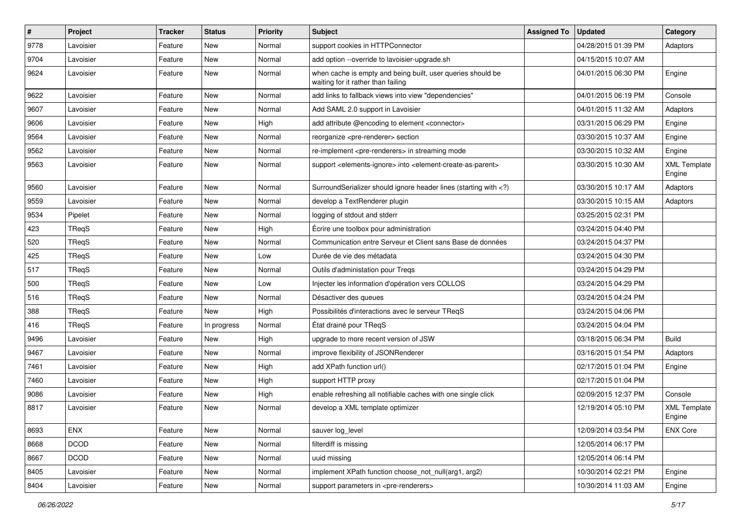| # | Project | Tracker | Status | Priority | Subject | Assigned To | Updated | Category |
|---|---|---|---|---|---|---|---|---|
| 9778 | Lavoisier | Feature | New | Normal | support cookies in HTTPConnector | | 04/28/2015 01:39 PM | Adaptors |
| 9704 | Lavoisier | Feature | New | Normal | add option --override to lavoisier-upgrade.sh | | 04/15/2015 10:07 AM | |
| 9624 | Lavoisier | Feature | New | Normal | when cache is empty and being built, user queries should be waiting for it rather than failing | | 04/01/2015 06:30 PM | Engine |
| 9622 | Lavoisier | Feature | New | Normal | add links to fallback views into view "dependencies" | | 04/01/2015 06:19 PM | Console |
| 9607 | Lavoisier | Feature | New | Normal | Add SAML 2.0 support in Lavoisier | | 04/01/2015 11:32 AM | Adaptors |
| 9606 | Lavoisier | Feature | New | High | add attribute @encoding to element <connector> | | 03/31/2015 06:29 PM | Engine |
| 9564 | Lavoisier | Feature | New | Normal | reorganize <pre-renderer> section | | 03/30/2015 10:37 AM | Engine |
| 9562 | Lavoisier | Feature | New | Normal | re-implement <pre-renderers> in streaming mode | | 03/30/2015 10:32 AM | Engine |
| 9563 | Lavoisier | Feature | New | Normal | support <elements-ignore> into <element-create-as-parent> | | 03/30/2015 10:30 AM | XML Template Engine |
| 9560 | Lavoisier | Feature | New | Normal | SurroundSerializer should ignore header lines (starting with <?) | | 03/30/2015 10:17 AM | Adaptors |
| 9559 | Lavoisier | Feature | New | Normal | develop a TextRenderer plugin | | 03/30/2015 10:15 AM | Adaptors |
| 9534 | Pipelet | Feature | New | Normal | logging of stdout and stderr | | 03/25/2015 02:31 PM | |
| 423 | TReqS | Feature | New | High | Écrire une toolbox pour administration | | 03/24/2015 04:40 PM | |
| 520 | TReqS | Feature | New | Normal | Communication entre Serveur et Client sans Base de données | | 03/24/2015 04:37 PM | |
| 425 | TReqS | Feature | New | Low | Durée de vie des métadata | | 03/24/2015 04:30 PM | |
| 517 | TReqS | Feature | New | Normal | Outils d'administation pour Treqs | | 03/24/2015 04:29 PM | |
| 500 | TReqS | Feature | New | Low | Injecter les information d'opération vers COLLOS | | 03/24/2015 04:29 PM | |
| 516 | TReqS | Feature | New | Normal | Désactiver des queues | | 03/24/2015 04:24 PM | |
| 388 | TReqS | Feature | New | High | Possibilités d'interactions avec le serveur TReqS | | 03/24/2015 04:06 PM | |
| 416 | TReqS | Feature | In progress | Normal | État drainé pour TReqS | | 03/24/2015 04:04 PM | |
| 9496 | Lavoisier | Feature | New | High | upgrade to more recent version of JSW | | 03/18/2015 06:34 PM | Build |
| 9467 | Lavoisier | Feature | New | Normal | improve flexibility of JSONRenderer | | 03/16/2015 01:54 PM | Adaptors |
| 7461 | Lavoisier | Feature | New | High | add XPath function url() | | 02/17/2015 01:04 PM | Engine |
| 7460 | Lavoisier | Feature | New | High | support HTTP proxy | | 02/17/2015 01:04 PM | |
| 9086 | Lavoisier | Feature | New | High | enable refreshing all notifiable caches with one single click | | 02/09/2015 12:37 PM | Console |
| 8817 | Lavoisier | Feature | New | Normal | develop a XML template optimizer | | 12/19/2014 05:10 PM | XML Template Engine |
| 8693 | ENX | Feature | New | Normal | sauver log_level | | 12/09/2014 03:54 PM | ENX Core |
| 8668 | DCOD | Feature | New | Normal | filterdiff is missing | | 12/05/2014 06:17 PM | |
| 8667 | DCOD | Feature | New | Normal | uuid missing | | 12/05/2014 06:14 PM | |
| 8405 | Lavoisier | Feature | New | Normal | implement XPath function choose_not_null(arg1, arg2) | | 10/30/2014 02:21 PM | Engine |
| 8404 | Lavoisier | Feature | New | Normal | support parameters in <pre-renderers> | | 10/30/2014 11:03 AM | Engine |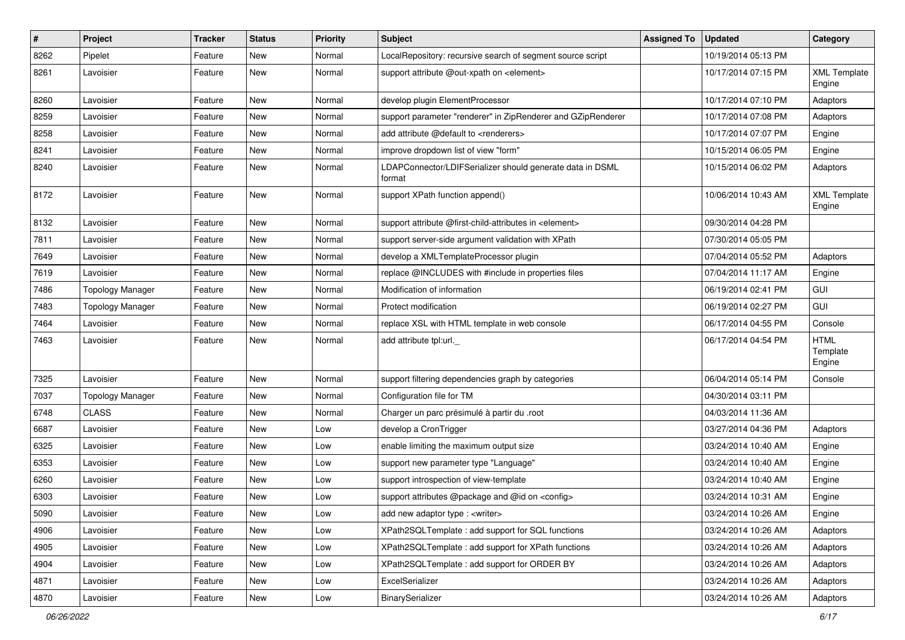| # | Project | Tracker | Status | Priority | Subject | Assigned To | Updated | Category |
|---|---|---|---|---|---|---|---|---|
| 8262 | Pipelet | Feature | New | Normal | LocalRepository: recursive search of segment source script | | 10/19/2014 05:13 PM | |
| 8261 | Lavoisier | Feature | New | Normal | support attribute @out-xpath on <element> | | 10/17/2014 07:15 PM | XML Template Engine |
| 8260 | Lavoisier | Feature | New | Normal | develop plugin ElementProcessor | | 10/17/2014 07:10 PM | Adaptors |
| 8259 | Lavoisier | Feature | New | Normal | support parameter "renderer" in ZipRenderer and GZipRenderer | | 10/17/2014 07:08 PM | Adaptors |
| 8258 | Lavoisier | Feature | New | Normal | add attribute @default to <renderers> | | 10/17/2014 07:07 PM | Engine |
| 8241 | Lavoisier | Feature | New | Normal | improve dropdown list of view "form" | | 10/15/2014 06:05 PM | Engine |
| 8240 | Lavoisier | Feature | New | Normal | LDAPConnector/LDIFSerializer should generate data in DSML format | | 10/15/2014 06:02 PM | Adaptors |
| 8172 | Lavoisier | Feature | New | Normal | support XPath function append() | | 10/06/2014 10:43 AM | XML Template Engine |
| 8132 | Lavoisier | Feature | New | Normal | support attribute @first-child-attributes in <element> | | 09/30/2014 04:28 PM | |
| 7811 | Lavoisier | Feature | New | Normal | support server-side argument validation with XPath | | 07/30/2014 05:05 PM | |
| 7649 | Lavoisier | Feature | New | Normal | develop a XMLTemplateProcessor plugin | | 07/04/2014 05:52 PM | Adaptors |
| 7619 | Lavoisier | Feature | New | Normal | replace @INCLUDES with #include in properties files | | 07/04/2014 11:17 AM | Engine |
| 7486 | Topology Manager | Feature | New | Normal | Modification of information | | 06/19/2014 02:41 PM | GUI |
| 7483 | Topology Manager | Feature | New | Normal | Protect modification | | 06/19/2014 02:27 PM | GUI |
| 7464 | Lavoisier | Feature | New | Normal | replace XSL with HTML template in web console | | 06/17/2014 04:55 PM | Console |
| 7463 | Lavoisier | Feature | New | Normal | add attribute tpl:url._ | | 06/17/2014 04:54 PM | HTML Template Engine |
| 7325 | Lavoisier | Feature | New | Normal | support filtering dependencies graph by categories | | 06/04/2014 05:14 PM | Console |
| 7037 | Topology Manager | Feature | New | Normal | Configuration file for TM | | 04/30/2014 03:11 PM | |
| 6748 | CLASS | Feature | New | Normal | Charger un parc présimulé à partir du .root | | 04/03/2014 11:36 AM | |
| 6687 | Lavoisier | Feature | New | Low | develop a CronTrigger | | 03/27/2014 04:36 PM | Adaptors |
| 6325 | Lavoisier | Feature | New | Low | enable limiting the maximum output size | | 03/24/2014 10:40 AM | Engine |
| 6353 | Lavoisier | Feature | New | Low | support new parameter type "Language" | | 03/24/2014 10:40 AM | Engine |
| 6260 | Lavoisier | Feature | New | Low | support introspection of view-template | | 03/24/2014 10:40 AM | Engine |
| 6303 | Lavoisier | Feature | New | Low | support attributes @package and @id on <config> | | 03/24/2014 10:31 AM | Engine |
| 5090 | Lavoisier | Feature | New | Low | add new adaptor type : <writer> | | 03/24/2014 10:26 AM | Engine |
| 4906 | Lavoisier | Feature | New | Low | XPath2SQLTemplate : add support for SQL functions | | 03/24/2014 10:26 AM | Adaptors |
| 4905 | Lavoisier | Feature | New | Low | XPath2SQLTemplate : add support for XPath functions | | 03/24/2014 10:26 AM | Adaptors |
| 4904 | Lavoisier | Feature | New | Low | XPath2SQLTemplate : add support for ORDER BY | | 03/24/2014 10:26 AM | Adaptors |
| 4871 | Lavoisier | Feature | New | Low | ExcelSerializer | | 03/24/2014 10:26 AM | Adaptors |
| 4870 | Lavoisier | Feature | New | Low | BinarySerializer | | 03/24/2014 10:26 AM | Adaptors |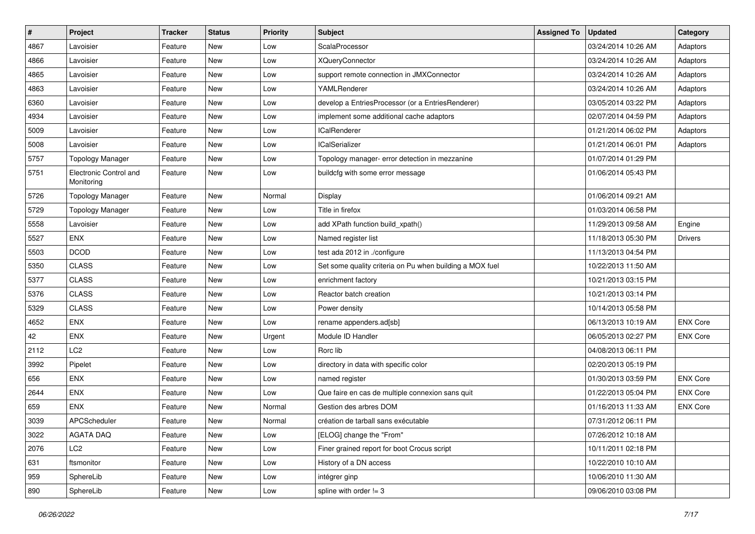| # | Project | Tracker | Status | Priority | Subject | Assigned To | Updated | Category |
|---|---|---|---|---|---|---|---|---|
| 4867 | Lavoisier | Feature | New | Low | ScalaProcessor | | 03/24/2014 10:26 AM | Adaptors |
| 4866 | Lavoisier | Feature | New | Low | XQueryConnector | | 03/24/2014 10:26 AM | Adaptors |
| 4865 | Lavoisier | Feature | New | Low | support remote connection in JMXConnector | | 03/24/2014 10:26 AM | Adaptors |
| 4863 | Lavoisier | Feature | New | Low | YAMLRenderer | | 03/24/2014 10:26 AM | Adaptors |
| 6360 | Lavoisier | Feature | New | Low | develop a EntriesProcessor (or a EntriesRenderer) | | 03/05/2014 03:22 PM | Adaptors |
| 4934 | Lavoisier | Feature | New | Low | implement some additional cache adaptors | | 02/07/2014 04:59 PM | Adaptors |
| 5009 | Lavoisier | Feature | New | Low | ICalRenderer | | 01/21/2014 06:02 PM | Adaptors |
| 5008 | Lavoisier | Feature | New | Low | ICalSerializer | | 01/21/2014 06:01 PM | Adaptors |
| 5757 | Topology Manager | Feature | New | Low | Topology manager- error detection in mezzanine | | 01/07/2014 01:29 PM | |
| 5751 | Electronic Control and Monitoring | Feature | New | Low | buildcfg with some error message | | 01/06/2014 05:43 PM | |
| 5726 | Topology Manager | Feature | New | Normal | Display | | 01/06/2014 09:21 AM | |
| 5729 | Topology Manager | Feature | New | Low | Title in firefox | | 01/03/2014 06:58 PM | |
| 5558 | Lavoisier | Feature | New | Low | add XPath function build_xpath() | | 11/29/2013 09:58 AM | Engine |
| 5527 | ENX | Feature | New | Low | Named register list | | 11/18/2013 05:30 PM | Drivers |
| 5503 | DCOD | Feature | New | Low | test ada 2012 in ./configure | | 11/13/2013 04:54 PM | |
| 5350 | CLASS | Feature | New | Low | Set some quality criteria on Pu when building a MOX fuel | | 10/22/2013 11:50 AM | |
| 5377 | CLASS | Feature | New | Low | enrichment factory | | 10/21/2013 03:15 PM | |
| 5376 | CLASS | Feature | New | Low | Reactor batch creation | | 10/21/2013 03:14 PM | |
| 5329 | CLASS | Feature | New | Low | Power density | | 10/14/2013 05:58 PM | |
| 4652 | ENX | Feature | New | Low | rename appenders.ad[sb] | | 06/13/2013 10:19 AM | ENX Core |
| 42 | ENX | Feature | New | Urgent | Module ID Handler | | 06/05/2013 02:27 PM | ENX Core |
| 2112 | LC2 | Feature | New | Low | Rorc lib | | 04/08/2013 06:11 PM | |
| 3992 | Pipelet | Feature | New | Low | directory in data with specific color | | 02/20/2013 05:19 PM | |
| 656 | ENX | Feature | New | Low | named register | | 01/30/2013 03:59 PM | ENX Core |
| 2644 | ENX | Feature | New | Low | Que faire en cas de multiple connexion sans quit | | 01/22/2013 05:04 PM | ENX Core |
| 659 | ENX | Feature | New | Normal | Gestion des arbres DOM | | 01/16/2013 11:33 AM | ENX Core |
| 3039 | APCScheduler | Feature | New | Normal | création de tarball sans exécutable | | 07/31/2012 06:11 PM | |
| 3022 | AGATA DAQ | Feature | New | Low | [ELOG] change the "From" | | 07/26/2012 10:18 AM | |
| 2076 | LC2 | Feature | New | Low | Finer grained report for boot Crocus script | | 10/11/2011 02:18 PM | |
| 631 | ftsmonitor | Feature | New | Low | History of a DN access | | 10/22/2010 10:10 AM | |
| 959 | SphereLib | Feature | New | Low | intégrer ginp | | 10/06/2010 11:30 AM | |
| 890 | SphereLib | Feature | New | Low | spline with order != 3 | | 09/06/2010 03:08 PM | |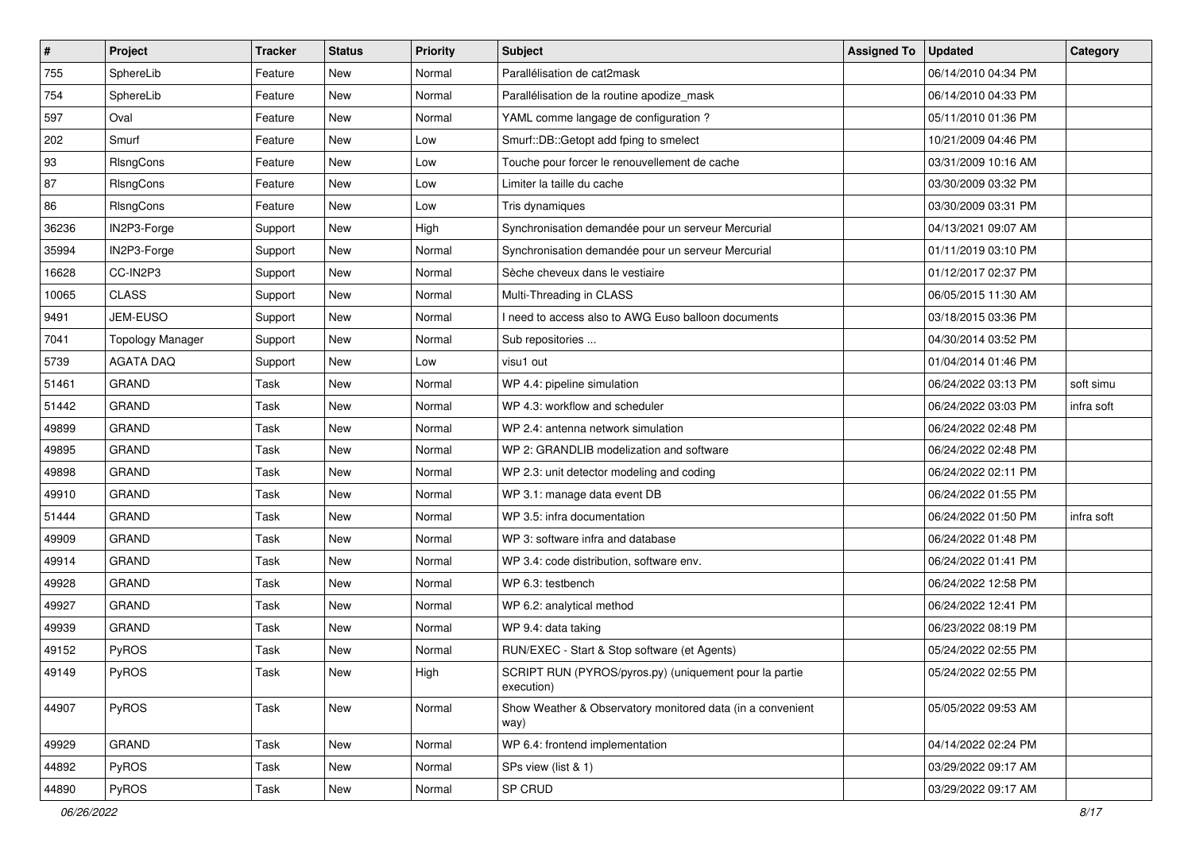| # | Project | Tracker | Status | Priority | Subject | Assigned To | Updated | Category |
|---|---|---|---|---|---|---|---|---|
| 755 | SphereLib | Feature | New | Normal | Parallélisation de cat2mask | | 06/14/2010 04:34 PM | |
| 754 | SphereLib | Feature | New | Normal | Parallélisation de la routine apodize_mask | | 06/14/2010 04:33 PM | |
| 597 | Oval | Feature | New | Normal | YAML comme langage de configuration ? | | 05/11/2010 01:36 PM | |
| 202 | Smurf | Feature | New | Low | Smurf::DB::Getopt add fping to smelect | | 10/21/2009 04:46 PM | |
| 93 | RlsngCons | Feature | New | Low | Touche pour forcer le renouvellement de cache | | 03/31/2009 10:16 AM | |
| 87 | RlsngCons | Feature | New | Low | Limiter la taille du cache | | 03/30/2009 03:32 PM | |
| 86 | RlsngCons | Feature | New | Low | Tris dynamiques | | 03/30/2009 03:31 PM | |
| 36236 | IN2P3-Forge | Support | New | High | Synchronisation demandée pour un serveur Mercurial | | 04/13/2021 09:07 AM | |
| 35994 | IN2P3-Forge | Support | New | Normal | Synchronisation demandée pour un serveur Mercurial | | 01/11/2019 03:10 PM | |
| 16628 | CC-IN2P3 | Support | New | Normal | Sèche cheveux dans le vestiaire | | 01/12/2017 02:37 PM | |
| 10065 | CLASS | Support | New | Normal | Multi-Threading in CLASS | | 06/05/2015 11:30 AM | |
| 9491 | JEM-EUSO | Support | New | Normal | I need to access also to AWG Euso balloon documents | | 03/18/2015 03:36 PM | |
| 7041 | Topology Manager | Support | New | Normal | Sub repositories ... | | 04/30/2014 03:52 PM | |
| 5739 | AGATA DAQ | Support | New | Low | visu1 out | | 01/04/2014 01:46 PM | |
| 51461 | GRAND | Task | New | Normal | WP 4.4: pipeline simulation | | 06/24/2022 03:13 PM | soft simu |
| 51442 | GRAND | Task | New | Normal | WP 4.3: workflow and scheduler | | 06/24/2022 03:03 PM | infra soft |
| 49899 | GRAND | Task | New | Normal | WP 2.4: antenna network simulation | | 06/24/2022 02:48 PM | |
| 49895 | GRAND | Task | New | Normal | WP 2: GRANDLIB modelization and software | | 06/24/2022 02:48 PM | |
| 49898 | GRAND | Task | New | Normal | WP 2.3: unit detector modeling and coding | | 06/24/2022 02:11 PM | |
| 49910 | GRAND | Task | New | Normal | WP 3.1: manage data event DB | | 06/24/2022 01:55 PM | |
| 51444 | GRAND | Task | New | Normal | WP 3.5: infra documentation | | 06/24/2022 01:50 PM | infra soft |
| 49909 | GRAND | Task | New | Normal | WP 3: software infra and database | | 06/24/2022 01:48 PM | |
| 49914 | GRAND | Task | New | Normal | WP 3.4: code distribution, software env. | | 06/24/2022 01:41 PM | |
| 49928 | GRAND | Task | New | Normal | WP 6.3: testbench | | 06/24/2022 12:58 PM | |
| 49927 | GRAND | Task | New | Normal | WP 6.2: analytical method | | 06/24/2022 12:41 PM | |
| 49939 | GRAND | Task | New | Normal | WP 9.4: data taking | | 06/23/2022 08:19 PM | |
| 49152 | PyROS | Task | New | Normal | RUN/EXEC - Start & Stop software (et Agents) | | 05/24/2022 02:55 PM | |
| 49149 | PyROS | Task | New | High | SCRIPT RUN (PYROS/pyros.py) (uniquement pour la partie execution) | | 05/24/2022 02:55 PM | |
| 44907 | PyROS | Task | New | Normal | Show Weather & Observatory monitored data (in a convenient way) | | 05/05/2022 09:53 AM | |
| 49929 | GRAND | Task | New | Normal | WP 6.4: frontend implementation | | 04/14/2022 02:24 PM | |
| 44892 | PyROS | Task | New | Normal | SPs view (list & 1) | | 03/29/2022 09:17 AM | |
| 44890 | PyROS | Task | New | Normal | SP CRUD | | 03/29/2022 09:17 AM | |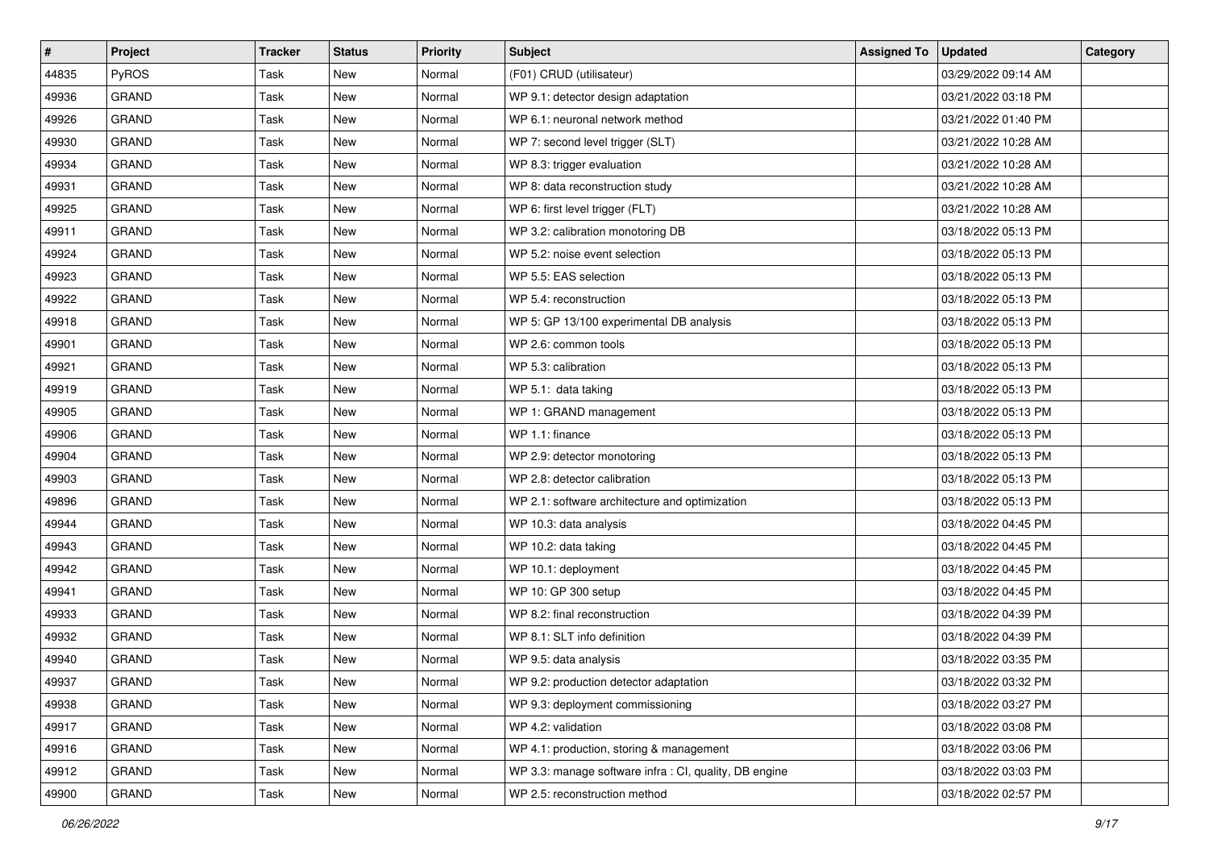| # | Project | Tracker | Status | Priority | Subject | Assigned To | Updated | Category |
|---|---|---|---|---|---|---|---|---|
| 44835 | PyROS | Task | New | Normal | (F01) CRUD (utilisateur) | | 03/29/2022 09:14 AM | |
| 49936 | GRAND | Task | New | Normal | WP 9.1: detector design adaptation | | 03/21/2022 03:18 PM | |
| 49926 | GRAND | Task | New | Normal | WP 6.1: neuronal network method | | 03/21/2022 01:40 PM | |
| 49930 | GRAND | Task | New | Normal | WP 7: second level trigger (SLT) | | 03/21/2022 10:28 AM | |
| 49934 | GRAND | Task | New | Normal | WP 8.3: trigger evaluation | | 03/21/2022 10:28 AM | |
| 49931 | GRAND | Task | New | Normal | WP 8: data reconstruction study | | 03/21/2022 10:28 AM | |
| 49925 | GRAND | Task | New | Normal | WP 6: first level trigger (FLT) | | 03/21/2022 10:28 AM | |
| 49911 | GRAND | Task | New | Normal | WP 3.2: calibration monotoring DB | | 03/18/2022 05:13 PM | |
| 49924 | GRAND | Task | New | Normal | WP 5.2: noise event selection | | 03/18/2022 05:13 PM | |
| 49923 | GRAND | Task | New | Normal | WP 5.5: EAS selection | | 03/18/2022 05:13 PM | |
| 49922 | GRAND | Task | New | Normal | WP 5.4: reconstruction | | 03/18/2022 05:13 PM | |
| 49918 | GRAND | Task | New | Normal | WP 5: GP 13/100 experimental DB analysis | | 03/18/2022 05:13 PM | |
| 49901 | GRAND | Task | New | Normal | WP 2.6: common tools | | 03/18/2022 05:13 PM | |
| 49921 | GRAND | Task | New | Normal | WP 5.3: calibration | | 03/18/2022 05:13 PM | |
| 49919 | GRAND | Task | New | Normal | WP 5.1: data taking | | 03/18/2022 05:13 PM | |
| 49905 | GRAND | Task | New | Normal | WP 1: GRAND management | | 03/18/2022 05:13 PM | |
| 49906 | GRAND | Task | New | Normal | WP 1.1: finance | | 03/18/2022 05:13 PM | |
| 49904 | GRAND | Task | New | Normal | WP 2.9: detector monotoring | | 03/18/2022 05:13 PM | |
| 49903 | GRAND | Task | New | Normal | WP 2.8: detector calibration | | 03/18/2022 05:13 PM | |
| 49896 | GRAND | Task | New | Normal | WP 2.1: software architecture and optimization | | 03/18/2022 05:13 PM | |
| 49944 | GRAND | Task | New | Normal | WP 10.3: data analysis | | 03/18/2022 04:45 PM | |
| 49943 | GRAND | Task | New | Normal | WP 10.2: data taking | | 03/18/2022 04:45 PM | |
| 49942 | GRAND | Task | New | Normal | WP 10.1: deployment | | 03/18/2022 04:45 PM | |
| 49941 | GRAND | Task | New | Normal | WP 10: GP 300 setup | | 03/18/2022 04:45 PM | |
| 49933 | GRAND | Task | New | Normal | WP 8.2: final reconstruction | | 03/18/2022 04:39 PM | |
| 49932 | GRAND | Task | New | Normal | WP 8.1: SLT info definition | | 03/18/2022 04:39 PM | |
| 49940 | GRAND | Task | New | Normal | WP 9.5: data analysis | | 03/18/2022 03:35 PM | |
| 49937 | GRAND | Task | New | Normal | WP 9.2: production detector adaptation | | 03/18/2022 03:32 PM | |
| 49938 | GRAND | Task | New | Normal | WP 9.3: deployment commissioning | | 03/18/2022 03:27 PM | |
| 49917 | GRAND | Task | New | Normal | WP 4.2: validation | | 03/18/2022 03:08 PM | |
| 49916 | GRAND | Task | New | Normal | WP 4.1: production, storing & management | | 03/18/2022 03:06 PM | |
| 49912 | GRAND | Task | New | Normal | WP 3.3: manage software infra : CI, quality, DB engine | | 03/18/2022 03:03 PM | |
| 49900 | GRAND | Task | New | Normal | WP 2.5: reconstruction method | | 03/18/2022 02:57 PM | |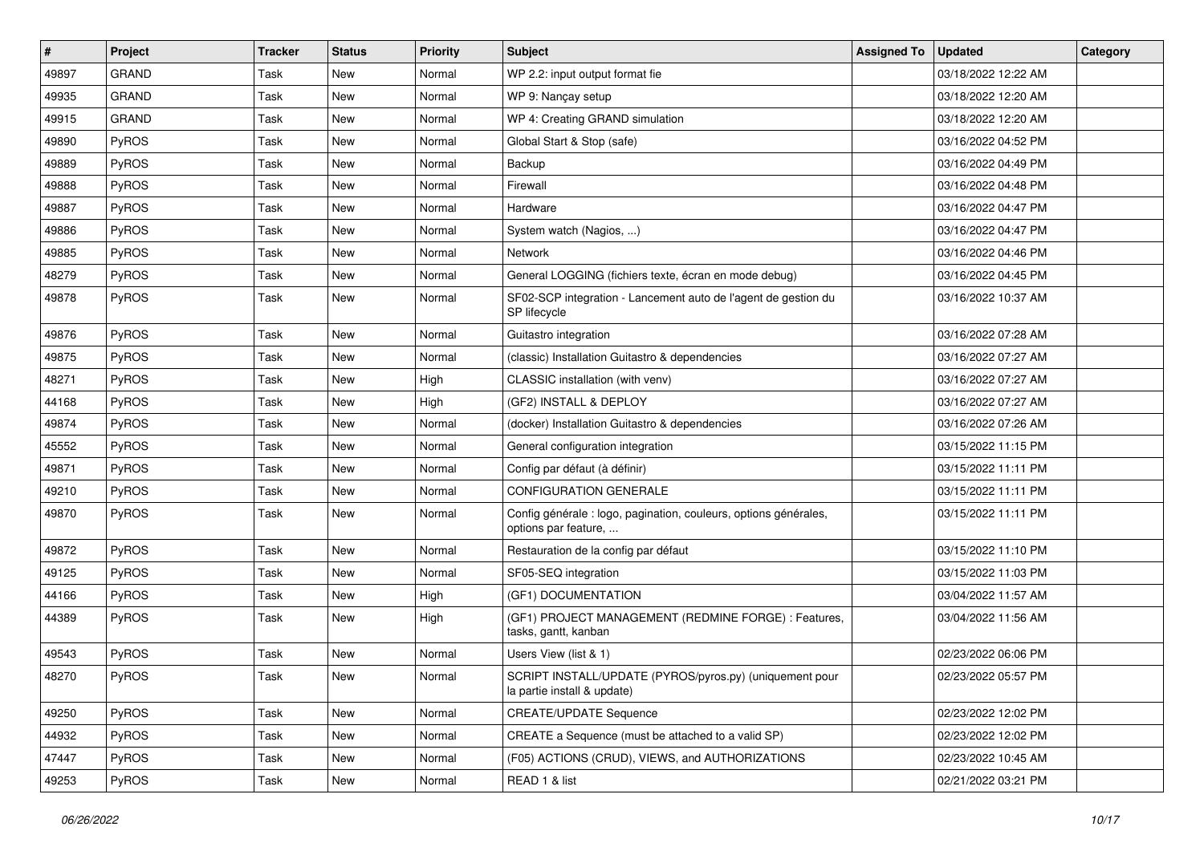| # | Project | Tracker | Status | Priority | Subject | Assigned To | Updated | Category |
|---|---|---|---|---|---|---|---|---|
| 49897 | GRAND | Task | New | Normal | WP 2.2: input output format fie | | 03/18/2022 12:22 AM | |
| 49935 | GRAND | Task | New | Normal | WP 9: Nançay setup | | 03/18/2022 12:20 AM | |
| 49915 | GRAND | Task | New | Normal | WP 4: Creating GRAND simulation | | 03/18/2022 12:20 AM | |
| 49890 | PyROS | Task | New | Normal | Global Start & Stop (safe) | | 03/16/2022 04:52 PM | |
| 49889 | PyROS | Task | New | Normal | Backup | | 03/16/2022 04:49 PM | |
| 49888 | PyROS | Task | New | Normal | Firewall | | 03/16/2022 04:48 PM | |
| 49887 | PyROS | Task | New | Normal | Hardware | | 03/16/2022 04:47 PM | |
| 49886 | PyROS | Task | New | Normal | System watch (Nagios, ...) | | 03/16/2022 04:47 PM | |
| 49885 | PyROS | Task | New | Normal | Network | | 03/16/2022 04:46 PM | |
| 48279 | PyROS | Task | New | Normal | General LOGGING (fichiers texte, écran en mode debug) | | 03/16/2022 04:45 PM | |
| 49878 | PyROS | Task | New | Normal | SF02-SCP integration - Lancement auto de l'agent de gestion du SP lifecycle | | 03/16/2022 10:37 AM | |
| 49876 | PyROS | Task | New | Normal | Guitastro integration | | 03/16/2022 07:28 AM | |
| 49875 | PyROS | Task | New | Normal | (classic) Installation Guitastro & dependencies | | 03/16/2022 07:27 AM | |
| 48271 | PyROS | Task | New | High | CLASSIC installation (with venv) | | 03/16/2022 07:27 AM | |
| 44168 | PyROS | Task | New | High | (GF2) INSTALL & DEPLOY | | 03/16/2022 07:27 AM | |
| 49874 | PyROS | Task | New | Normal | (docker) Installation Guitastro & dependencies | | 03/16/2022 07:26 AM | |
| 45552 | PyROS | Task | New | Normal | General configuration integration | | 03/15/2022 11:15 PM | |
| 49871 | PyROS | Task | New | Normal | Config par défaut (à définir) | | 03/15/2022 11:11 PM | |
| 49210 | PyROS | Task | New | Normal | CONFIGURATION GENERALE | | 03/15/2022 11:11 PM | |
| 49870 | PyROS | Task | New | Normal | Config générale : logo, pagination, couleurs, options générales, options par feature, ... | | 03/15/2022 11:11 PM | |
| 49872 | PyROS | Task | New | Normal | Restauration de la config par défaut | | 03/15/2022 11:10 PM | |
| 49125 | PyROS | Task | New | Normal | SF05-SEQ integration | | 03/15/2022 11:03 PM | |
| 44166 | PyROS | Task | New | High | (GF1) DOCUMENTATION | | 03/04/2022 11:57 AM | |
| 44389 | PyROS | Task | New | High | (GF1) PROJECT MANAGEMENT (REDMINE FORGE) : Features, tasks, gantt, kanban | | 03/04/2022 11:56 AM | |
| 49543 | PyROS | Task | New | Normal | Users View (list & 1) | | 02/23/2022 06:06 PM | |
| 48270 | PyROS | Task | New | Normal | SCRIPT INSTALL/UPDATE (PYROS/pyros.py) (uniquement pour la partie install & update) | | 02/23/2022 05:57 PM | |
| 49250 | PyROS | Task | New | Normal | CREATE/UPDATE Sequence | | 02/23/2022 12:02 PM | |
| 44932 | PyROS | Task | New | Normal | CREATE a Sequence (must be attached to a valid SP) | | 02/23/2022 12:02 PM | |
| 47447 | PyROS | Task | New | Normal | (F05) ACTIONS (CRUD), VIEWS, and AUTHORIZATIONS | | 02/23/2022 10:45 AM | |
| 49253 | PyROS | Task | New | Normal | READ 1 & list | | 02/21/2022 03:21 PM | |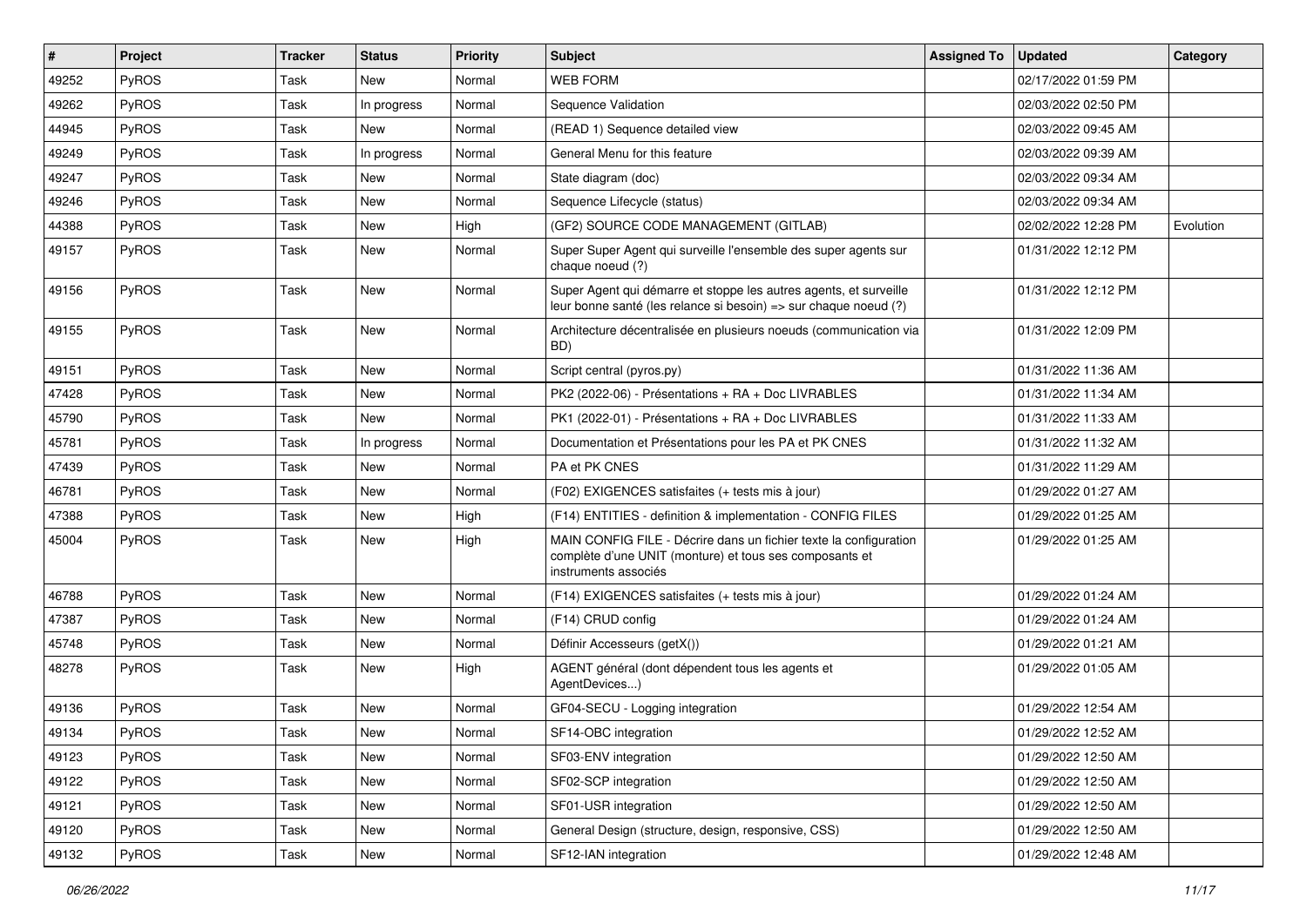| # | Project | Tracker | Status | Priority | Subject | Assigned To | Updated | Category |
|---|---|---|---|---|---|---|---|---|
| 49252 | PyROS | Task | New | Normal | WEB FORM | | 02/17/2022 01:59 PM | |
| 49262 | PyROS | Task | In progress | Normal | Sequence Validation | | 02/03/2022 02:50 PM | |
| 44945 | PyROS | Task | New | Normal | (READ 1) Sequence detailed view | | 02/03/2022 09:45 AM | |
| 49249 | PyROS | Task | In progress | Normal | General Menu for this feature | | 02/03/2022 09:39 AM | |
| 49247 | PyROS | Task | New | Normal | State diagram (doc) | | 02/03/2022 09:34 AM | |
| 49246 | PyROS | Task | New | Normal | Sequence Lifecycle (status) | | 02/03/2022 09:34 AM | |
| 44388 | PyROS | Task | New | High | (GF2) SOURCE CODE MANAGEMENT (GITLAB) | | 02/02/2022 12:28 PM | Evolution |
| 49157 | PyROS | Task | New | Normal | Super Super Agent qui surveille l'ensemble des super agents sur chaque noeud (?) | | 01/31/2022 12:12 PM | |
| 49156 | PyROS | Task | New | Normal | Super Agent qui démarre et stoppe les autres agents, et surveille leur bonne santé (les relance si besoin) => sur chaque noeud (?) | | 01/31/2022 12:12 PM | |
| 49155 | PyROS | Task | New | Normal | Architecture décentralisée en plusieurs noeuds (communication via BD) | | 01/31/2022 12:09 PM | |
| 49151 | PyROS | Task | New | Normal | Script central (pyros.py) | | 01/31/2022 11:36 AM | |
| 47428 | PyROS | Task | New | Normal | PK2 (2022-06) - Présentations + RA + Doc LIVRABLES | | 01/31/2022 11:34 AM | |
| 45790 | PyROS | Task | New | Normal | PK1 (2022-01) - Présentations + RA + Doc LIVRABLES | | 01/31/2022 11:33 AM | |
| 45781 | PyROS | Task | In progress | Normal | Documentation et Présentations pour les PA et PK CNES | | 01/31/2022 11:32 AM | |
| 47439 | PyROS | Task | New | Normal | PA et PK CNES | | 01/31/2022 11:29 AM | |
| 46781 | PyROS | Task | New | Normal | (F02) EXIGENCES satisfaites (+ tests mis à jour) | | 01/29/2022 01:27 AM | |
| 47388 | PyROS | Task | New | High | (F14) ENTITIES - definition & implementation - CONFIG FILES | | 01/29/2022 01:25 AM | |
| 45004 | PyROS | Task | New | High | MAIN CONFIG FILE - Décrire dans un fichier texte la configuration complète d'une UNIT (monture) et tous ses composants et instruments associés | | 01/29/2022 01:25 AM | |
| 46788 | PyROS | Task | New | Normal | (F14) EXIGENCES satisfaites (+ tests mis à jour) | | 01/29/2022 01:24 AM | |
| 47387 | PyROS | Task | New | Normal | (F14) CRUD config | | 01/29/2022 01:24 AM | |
| 45748 | PyROS | Task | New | Normal | Définir Accesseurs (getX()) | | 01/29/2022 01:21 AM | |
| 48278 | PyROS | Task | New | High | AGENT général (dont dépendent tous les agents et AgentDevices...) | | 01/29/2022 01:05 AM | |
| 49136 | PyROS | Task | New | Normal | GF04-SECU - Logging integration | | 01/29/2022 12:54 AM | |
| 49134 | PyROS | Task | New | Normal | SF14-OBC integration | | 01/29/2022 12:52 AM | |
| 49123 | PyROS | Task | New | Normal | SF03-ENV integration | | 01/29/2022 12:50 AM | |
| 49122 | PyROS | Task | New | Normal | SF02-SCP integration | | 01/29/2022 12:50 AM | |
| 49121 | PyROS | Task | New | Normal | SF01-USR integration | | 01/29/2022 12:50 AM | |
| 49120 | PyROS | Task | New | Normal | General Design (structure, design, responsive, CSS) | | 01/29/2022 12:50 AM | |
| 49132 | PyROS | Task | New | Normal | SF12-IAN integration | | 01/29/2022 12:48 AM | |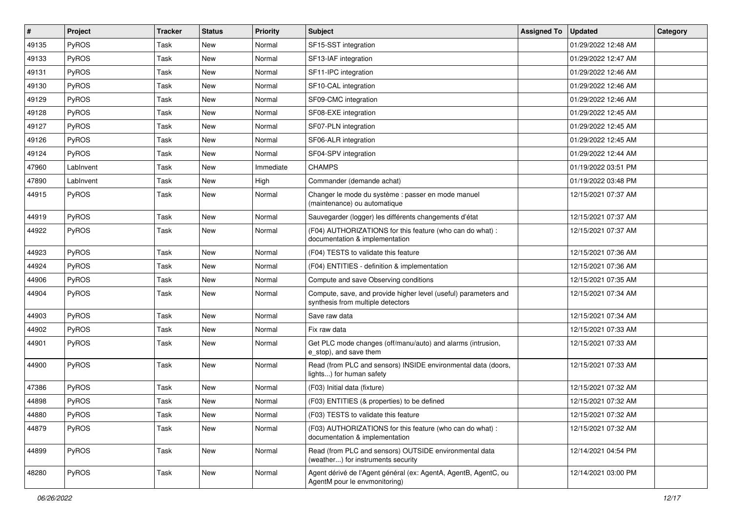| # | Project | Tracker | Status | Priority | Subject | Assigned To | Updated | Category |
|---|---|---|---|---|---|---|---|---|
| 49135 | PyROS | Task | New | Normal | SF15-SST integration | | 01/29/2022 12:48 AM | |
| 49133 | PyROS | Task | New | Normal | SF13-IAF integration | | 01/29/2022 12:47 AM | |
| 49131 | PyROS | Task | New | Normal | SF11-IPC integration | | 01/29/2022 12:46 AM | |
| 49130 | PyROS | Task | New | Normal | SF10-CAL integration | | 01/29/2022 12:46 AM | |
| 49129 | PyROS | Task | New | Normal | SF09-CMC integration | | 01/29/2022 12:46 AM | |
| 49128 | PyROS | Task | New | Normal | SF08-EXE integration | | 01/29/2022 12:45 AM | |
| 49127 | PyROS | Task | New | Normal | SF07-PLN integration | | 01/29/2022 12:45 AM | |
| 49126 | PyROS | Task | New | Normal | SF06-ALR integration | | 01/29/2022 12:45 AM | |
| 49124 | PyROS | Task | New | Normal | SF04-SPV integration | | 01/29/2022 12:44 AM | |
| 47960 | LabInvent | Task | New | Immediate | CHAMPS | | 01/19/2022 03:51 PM | |
| 47890 | LabInvent | Task | New | High | Commander (demande achat) | | 01/19/2022 03:48 PM | |
| 44915 | PyROS | Task | New | Normal | Changer le mode du système : passer en mode manuel (maintenance) ou automatique | | 12/15/2021 07:37 AM | |
| 44919 | PyROS | Task | New | Normal | Sauvegarder (logger) les différents changements d'état | | 12/15/2021 07:37 AM | |
| 44922 | PyROS | Task | New | Normal | (F04) AUTHORIZATIONS for this feature (who can do what) : documentation & implementation | | 12/15/2021 07:37 AM | |
| 44923 | PyROS | Task | New | Normal | (F04) TESTS to validate this feature | | 12/15/2021 07:36 AM | |
| 44924 | PyROS | Task | New | Normal | (F04) ENTITIES - definition & implementation | | 12/15/2021 07:36 AM | |
| 44906 | PyROS | Task | New | Normal | Compute and save Observing conditions | | 12/15/2021 07:35 AM | |
| 44904 | PyROS | Task | New | Normal | Compute, save, and provide higher level (useful) parameters and synthesis from multiple detectors | | 12/15/2021 07:34 AM | |
| 44903 | PyROS | Task | New | Normal | Save raw data | | 12/15/2021 07:34 AM | |
| 44902 | PyROS | Task | New | Normal | Fix raw data | | 12/15/2021 07:33 AM | |
| 44901 | PyROS | Task | New | Normal | Get PLC mode changes (off/manu/auto) and alarms (intrusion, e_stop), and save them | | 12/15/2021 07:33 AM | |
| 44900 | PyROS | Task | New | Normal | Read (from PLC and sensors) INSIDE environmental data (doors, lights...) for human safety | | 12/15/2021 07:33 AM | |
| 47386 | PyROS | Task | New | Normal | (F03) Initial data (fixture) | | 12/15/2021 07:32 AM | |
| 44898 | PyROS | Task | New | Normal | (F03) ENTITIES (& properties) to be defined | | 12/15/2021 07:32 AM | |
| 44880 | PyROS | Task | New | Normal | (F03) TESTS to validate this feature | | 12/15/2021 07:32 AM | |
| 44879 | PyROS | Task | New | Normal | (F03) AUTHORIZATIONS for this feature (who can do what) : documentation & implementation | | 12/15/2021 07:32 AM | |
| 44899 | PyROS | Task | New | Normal | Read (from PLC and sensors) OUTSIDE environmental data (weather...) for instruments security | | 12/14/2021 04:54 PM | |
| 48280 | PyROS | Task | New | Normal | Agent dérivé de l'Agent général (ex: AgentA, AgentB, AgentC, ou AgentM pour le envmonitoring) | | 12/14/2021 03:00 PM | |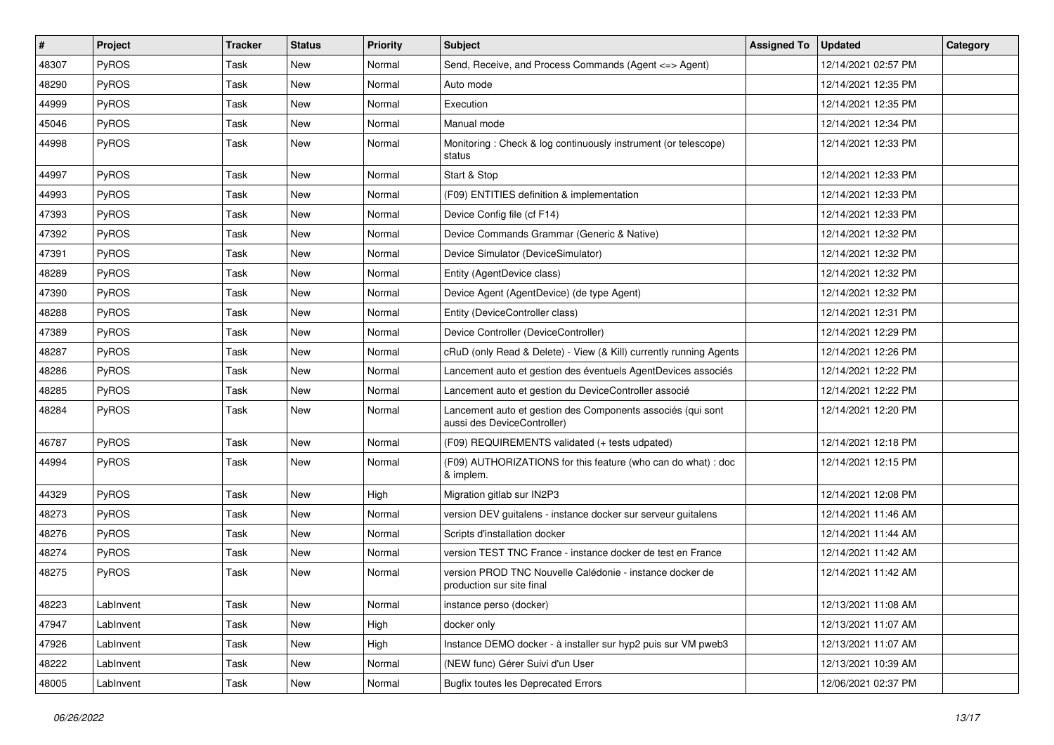| # | Project | Tracker | Status | Priority | Subject | Assigned To | Updated | Category |
|---|---|---|---|---|---|---|---|---|
| 48307 | PyROS | Task | New | Normal | Send, Receive, and Process Commands (Agent <=> Agent) | | 12/14/2021 02:57 PM | |
| 48290 | PyROS | Task | New | Normal | Auto mode | | 12/14/2021 12:35 PM | |
| 44999 | PyROS | Task | New | Normal | Execution | | 12/14/2021 12:35 PM | |
| 45046 | PyROS | Task | New | Normal | Manual mode | | 12/14/2021 12:34 PM | |
| 44998 | PyROS | Task | New | Normal | Monitoring : Check & log continuously instrument (or telescope) status | | 12/14/2021 12:33 PM | |
| 44997 | PyROS | Task | New | Normal | Start & Stop | | 12/14/2021 12:33 PM | |
| 44993 | PyROS | Task | New | Normal | (F09) ENTITIES definition & implementation | | 12/14/2021 12:33 PM | |
| 47393 | PyROS | Task | New | Normal | Device Config file (cf F14) | | 12/14/2021 12:33 PM | |
| 47392 | PyROS | Task | New | Normal | Device Commands Grammar (Generic & Native) | | 12/14/2021 12:32 PM | |
| 47391 | PyROS | Task | New | Normal | Device Simulator (DeviceSimulator) | | 12/14/2021 12:32 PM | |
| 48289 | PyROS | Task | New | Normal | Entity (AgentDevice class) | | 12/14/2021 12:32 PM | |
| 47390 | PyROS | Task | New | Normal | Device Agent (AgentDevice) (de type Agent) | | 12/14/2021 12:32 PM | |
| 48288 | PyROS | Task | New | Normal | Entity (DeviceController class) | | 12/14/2021 12:31 PM | |
| 47389 | PyROS | Task | New | Normal | Device Controller (DeviceController) | | 12/14/2021 12:29 PM | |
| 48287 | PyROS | Task | New | Normal | cRuD (only Read & Delete) - View (& Kill) currently running Agents | | 12/14/2021 12:26 PM | |
| 48286 | PyROS | Task | New | Normal | Lancement auto et gestion des éventuels AgentDevices associés | | 12/14/2021 12:22 PM | |
| 48285 | PyROS | Task | New | Normal | Lancement auto et gestion du DeviceController associé | | 12/14/2021 12:22 PM | |
| 48284 | PyROS | Task | New | Normal | Lancement auto et gestion des Components associés (qui sont aussi des DeviceController) | | 12/14/2021 12:20 PM | |
| 46787 | PyROS | Task | New | Normal | (F09) REQUIREMENTS validated (+ tests udpated) | | 12/14/2021 12:18 PM | |
| 44994 | PyROS | Task | New | Normal | (F09) AUTHORIZATIONS for this feature (who can do what) : doc & implem. | | 12/14/2021 12:15 PM | |
| 44329 | PyROS | Task | New | High | Migration gitlab sur IN2P3 | | 12/14/2021 12:08 PM | |
| 48273 | PyROS | Task | New | Normal | version DEV guitalens - instance docker sur serveur guitalens | | 12/14/2021 11:46 AM | |
| 48276 | PyROS | Task | New | Normal | Scripts d'installation docker | | 12/14/2021 11:44 AM | |
| 48274 | PyROS | Task | New | Normal | version TEST TNC France - instance docker de test en France | | 12/14/2021 11:42 AM | |
| 48275 | PyROS | Task | New | Normal | version PROD TNC Nouvelle Calédonie - instance docker de production sur site final | | 12/14/2021 11:42 AM | |
| 48223 | LabInvent | Task | New | Normal | instance perso (docker) | | 12/13/2021 11:08 AM | |
| 47947 | LabInvent | Task | New | High | docker only | | 12/13/2021 11:07 AM | |
| 47926 | LabInvent | Task | New | High | Instance DEMO docker - à installer sur hyp2 puis sur VM pweb3 | | 12/13/2021 11:07 AM | |
| 48222 | LabInvent | Task | New | Normal | (NEW func) Gérer Suivi d'un User | | 12/13/2021 10:39 AM | |
| 48005 | LabInvent | Task | New | Normal | Bugfix toutes les Deprecated Errors | | 12/06/2021 02:37 PM | |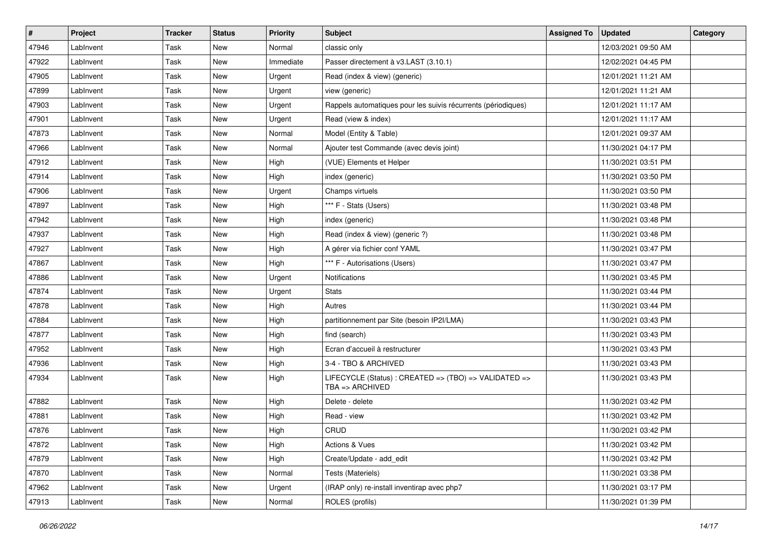| # | Project | Tracker | Status | Priority | Subject | Assigned To | Updated | Category |
|---|---|---|---|---|---|---|---|---|
| 47946 | LabInvent | Task | New | Normal | classic only | | 12/03/2021 09:50 AM | |
| 47922 | LabInvent | Task | New | Immediate | Passer directement à v3.LAST (3.10.1) | | 12/02/2021 04:45 PM | |
| 47905 | LabInvent | Task | New | Urgent | Read (index & view) (generic) | | 12/01/2021 11:21 AM | |
| 47899 | LabInvent | Task | New | Urgent | view (generic) | | 12/01/2021 11:21 AM | |
| 47903 | LabInvent | Task | New | Urgent | Rappels automatiques pour les suivis récurrents (périodiques) | | 12/01/2021 11:17 AM | |
| 47901 | LabInvent | Task | New | Urgent | Read (view & index) | | 12/01/2021 11:17 AM | |
| 47873 | LabInvent | Task | New | Normal | Model (Entity & Table) | | 12/01/2021 09:37 AM | |
| 47966 | LabInvent | Task | New | Normal | Ajouter test Commande (avec devis joint) | | 11/30/2021 04:17 PM | |
| 47912 | LabInvent | Task | New | High | (VUE) Elements et Helper | | 11/30/2021 03:51 PM | |
| 47914 | LabInvent | Task | New | High | index (generic) | | 11/30/2021 03:50 PM | |
| 47906 | LabInvent | Task | New | Urgent | Champs virtuels | | 11/30/2021 03:50 PM | |
| 47897 | LabInvent | Task | New | High | *** F - Stats (Users) | | 11/30/2021 03:48 PM | |
| 47942 | LabInvent | Task | New | High | index (generic) | | 11/30/2021 03:48 PM | |
| 47937 | LabInvent | Task | New | High | Read (index & view) (generic ?) | | 11/30/2021 03:48 PM | |
| 47927 | LabInvent | Task | New | High | A gérer via fichier conf YAML | | 11/30/2021 03:47 PM | |
| 47867 | LabInvent | Task | New | High | *** F - Autorisations (Users) | | 11/30/2021 03:47 PM | |
| 47886 | LabInvent | Task | New | Urgent | Notifications | | 11/30/2021 03:45 PM | |
| 47874 | LabInvent | Task | New | Urgent | Stats | | 11/30/2021 03:44 PM | |
| 47878 | LabInvent | Task | New | High | Autres | | 11/30/2021 03:44 PM | |
| 47884 | LabInvent | Task | New | High | partitionnement par Site (besoin IP2I/LMA) | | 11/30/2021 03:43 PM | |
| 47877 | LabInvent | Task | New | High | find (search) | | 11/30/2021 03:43 PM | |
| 47952 | LabInvent | Task | New | High | Ecran d'accueil à restructurer | | 11/30/2021 03:43 PM | |
| 47936 | LabInvent | Task | New | High | 3-4 - TBO & ARCHIVED | | 11/30/2021 03:43 PM | |
| 47934 | LabInvent | Task | New | High | LIFECYCLE (Status) : CREATED => (TBO) => VALIDATED => TBA => ARCHIVED | | 11/30/2021 03:43 PM | |
| 47882 | LabInvent | Task | New | High | Delete - delete | | 11/30/2021 03:42 PM | |
| 47881 | LabInvent | Task | New | High | Read - view | | 11/30/2021 03:42 PM | |
| 47876 | LabInvent | Task | New | High | CRUD | | 11/30/2021 03:42 PM | |
| 47872 | LabInvent | Task | New | High | Actions & Vues | | 11/30/2021 03:42 PM | |
| 47879 | LabInvent | Task | New | High | Create/Update - add_edit | | 11/30/2021 03:42 PM | |
| 47870 | LabInvent | Task | New | Normal | Tests (Materiels) | | 11/30/2021 03:38 PM | |
| 47962 | LabInvent | Task | New | Urgent | (IRAP only) re-install inventirap avec php7 | | 11/30/2021 03:17 PM | |
| 47913 | LabInvent | Task | New | Normal | ROLES (profils) | | 11/30/2021 01:39 PM | |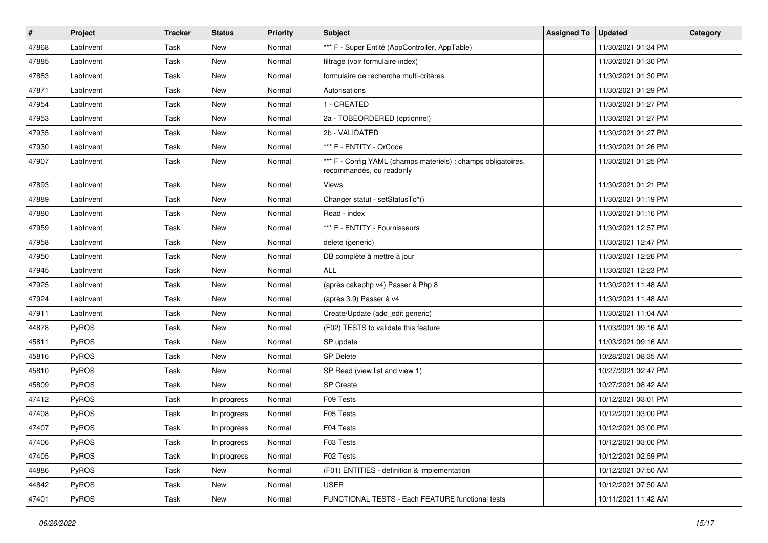| # | Project | Tracker | Status | Priority | Subject | Assigned To | Updated | Category |
|---|---|---|---|---|---|---|---|---|
| 47868 | LabInvent | Task | New | Normal | *** F - Super Entité (AppController, AppTable) | | 11/30/2021 01:34 PM | |
| 47885 | LabInvent | Task | New | Normal | filtrage (voir formulaire index) | | 11/30/2021 01:30 PM | |
| 47883 | LabInvent | Task | New | Normal | formulaire de recherche multi-critères | | 11/30/2021 01:30 PM | |
| 47871 | LabInvent | Task | New | Normal | Autorisations | | 11/30/2021 01:29 PM | |
| 47954 | LabInvent | Task | New | Normal | 1 - CREATED | | 11/30/2021 01:27 PM | |
| 47953 | LabInvent | Task | New | Normal | 2a - TOBEORDERED (optionnel) | | 11/30/2021 01:27 PM | |
| 47935 | LabInvent | Task | New | Normal | 2b - VALIDATED | | 11/30/2021 01:27 PM | |
| 47930 | LabInvent | Task | New | Normal | *** F - ENTITY - QrCode | | 11/30/2021 01:26 PM | |
| 47907 | LabInvent | Task | New | Normal | *** F - Config YAML (champs materiels) : champs obligatoires, recommandés, ou readonly | | 11/30/2021 01:25 PM | |
| 47893 | LabInvent | Task | New | Normal | Views | | 11/30/2021 01:21 PM | |
| 47889 | LabInvent | Task | New | Normal | Changer statut - setStatusTo*() | | 11/30/2021 01:19 PM | |
| 47880 | LabInvent | Task | New | Normal | Read - index | | 11/30/2021 01:16 PM | |
| 47959 | LabInvent | Task | New | Normal | *** F - ENTITY - Fournisseurs | | 11/30/2021 12:57 PM | |
| 47958 | LabInvent | Task | New | Normal | delete (generic) | | 11/30/2021 12:47 PM | |
| 47950 | LabInvent | Task | New | Normal | DB complète à mettre à jour | | 11/30/2021 12:26 PM | |
| 47945 | LabInvent | Task | New | Normal | ALL | | 11/30/2021 12:23 PM | |
| 47925 | LabInvent | Task | New | Normal | (après cakephp v4) Passer à Php 8 | | 11/30/2021 11:48 AM | |
| 47924 | LabInvent | Task | New | Normal | (après 3.9) Passer à v4 | | 11/30/2021 11:48 AM | |
| 47911 | LabInvent | Task | New | Normal | Create/Update (add_edit generic) | | 11/30/2021 11:04 AM | |
| 44878 | PyROS | Task | New | Normal | (F02) TESTS to validate this feature | | 11/03/2021 09:16 AM | |
| 45811 | PyROS | Task | New | Normal | SP update | | 11/03/2021 09:16 AM | |
| 45816 | PyROS | Task | New | Normal | SP Delete | | 10/28/2021 08:35 AM | |
| 45810 | PyROS | Task | New | Normal | SP Read (view list and view 1) | | 10/27/2021 02:47 PM | |
| 45809 | PyROS | Task | New | Normal | SP Create | | 10/27/2021 08:42 AM | |
| 47412 | PyROS | Task | In progress | Normal | F09 Tests | | 10/12/2021 03:01 PM | |
| 47408 | PyROS | Task | In progress | Normal | F05 Tests | | 10/12/2021 03:00 PM | |
| 47407 | PyROS | Task | In progress | Normal | F04 Tests | | 10/12/2021 03:00 PM | |
| 47406 | PyROS | Task | In progress | Normal | F03 Tests | | 10/12/2021 03:00 PM | |
| 47405 | PyROS | Task | In progress | Normal | F02 Tests | | 10/12/2021 02:59 PM | |
| 44886 | PyROS | Task | New | Normal | (F01) ENTITIES - definition & implementation | | 10/12/2021 07:50 AM | |
| 44842 | PyROS | Task | New | Normal | USER | | 10/12/2021 07:50 AM | |
| 47401 | PyROS | Task | New | Normal | FUNCTIONAL TESTS - Each FEATURE functional tests | | 10/11/2021 11:42 AM | |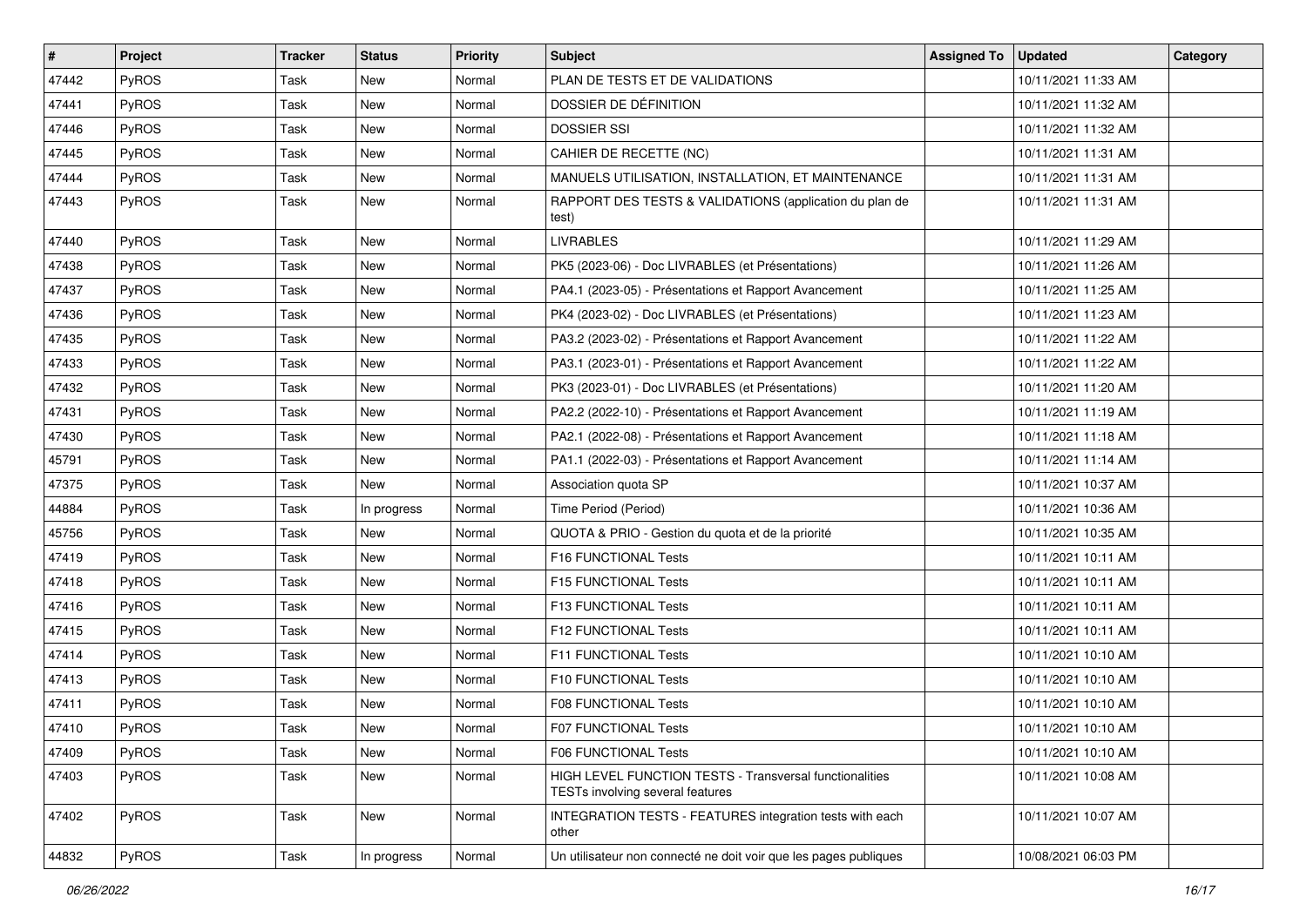| # | Project | Tracker | Status | Priority | Subject | Assigned To | Updated | Category |
|---|---|---|---|---|---|---|---|---|
| 47442 | PyROS | Task | New | Normal | PLAN DE TESTS ET DE VALIDATIONS | | 10/11/2021 11:33 AM | |
| 47441 | PyROS | Task | New | Normal | DOSSIER DE DÉFINITION | | 10/11/2021 11:32 AM | |
| 47446 | PyROS | Task | New | Normal | DOSSIER SSI | | 10/11/2021 11:32 AM | |
| 47445 | PyROS | Task | New | Normal | CAHIER DE RECETTE (NC) | | 10/11/2021 11:31 AM | |
| 47444 | PyROS | Task | New | Normal | MANUELS UTILISATION, INSTALLATION, ET MAINTENANCE | | 10/11/2021 11:31 AM | |
| 47443 | PyROS | Task | New | Normal | RAPPORT DES TESTS & VALIDATIONS (application du plan de test) | | 10/11/2021 11:31 AM | |
| 47440 | PyROS | Task | New | Normal | LIVRABLES | | 10/11/2021 11:29 AM | |
| 47438 | PyROS | Task | New | Normal | PK5 (2023-06) - Doc LIVRABLES (et Présentations) | | 10/11/2021 11:26 AM | |
| 47437 | PyROS | Task | New | Normal | PA4.1 (2023-05) - Présentations et Rapport Avancement | | 10/11/2021 11:25 AM | |
| 47436 | PyROS | Task | New | Normal | PK4 (2023-02) - Doc LIVRABLES (et Présentations) | | 10/11/2021 11:23 AM | |
| 47435 | PyROS | Task | New | Normal | PA3.2 (2023-02) - Présentations et Rapport Avancement | | 10/11/2021 11:22 AM | |
| 47433 | PyROS | Task | New | Normal | PA3.1 (2023-01) - Présentations et Rapport Avancement | | 10/11/2021 11:22 AM | |
| 47432 | PyROS | Task | New | Normal | PK3 (2023-01) - Doc LIVRABLES (et Présentations) | | 10/11/2021 11:20 AM | |
| 47431 | PyROS | Task | New | Normal | PA2.2 (2022-10) - Présentations et Rapport Avancement | | 10/11/2021 11:19 AM | |
| 47430 | PyROS | Task | New | Normal | PA2.1 (2022-08) - Présentations et Rapport Avancement | | 10/11/2021 11:18 AM | |
| 45791 | PyROS | Task | New | Normal | PA1.1 (2022-03) - Présentations et Rapport Avancement | | 10/11/2021 11:14 AM | |
| 47375 | PyROS | Task | New | Normal | Association quota SP | | 10/11/2021 10:37 AM | |
| 44884 | PyROS | Task | In progress | Normal | Time Period (Period) | | 10/11/2021 10:36 AM | |
| 45756 | PyROS | Task | New | Normal | QUOTA & PRIO - Gestion du quota et de la priorité | | 10/11/2021 10:35 AM | |
| 47419 | PyROS | Task | New | Normal | F16 FUNCTIONAL Tests | | 10/11/2021 10:11 AM | |
| 47418 | PyROS | Task | New | Normal | F15 FUNCTIONAL Tests | | 10/11/2021 10:11 AM | |
| 47416 | PyROS | Task | New | Normal | F13 FUNCTIONAL Tests | | 10/11/2021 10:11 AM | |
| 47415 | PyROS | Task | New | Normal | F12 FUNCTIONAL Tests | | 10/11/2021 10:11 AM | |
| 47414 | PyROS | Task | New | Normal | F11 FUNCTIONAL Tests | | 10/11/2021 10:10 AM | |
| 47413 | PyROS | Task | New | Normal | F10 FUNCTIONAL Tests | | 10/11/2021 10:10 AM | |
| 47411 | PyROS | Task | New | Normal | F08 FUNCTIONAL Tests | | 10/11/2021 10:10 AM | |
| 47410 | PyROS | Task | New | Normal | F07 FUNCTIONAL Tests | | 10/11/2021 10:10 AM | |
| 47409 | PyROS | Task | New | Normal | F06 FUNCTIONAL Tests | | 10/11/2021 10:10 AM | |
| 47403 | PyROS | Task | New | Normal | HIGH LEVEL FUNCTION TESTS - Transversal functionalities TESTs involving several features | | 10/11/2021 10:08 AM | |
| 47402 | PyROS | Task | New | Normal | INTEGRATION TESTS - FEATURES integration tests with each other | | 10/11/2021 10:07 AM | |
| 44832 | PyROS | Task | In progress | Normal | Un utilisateur non connecté ne doit voir que les pages publiques | | 10/08/2021 06:03 PM | |

*06/26/2022*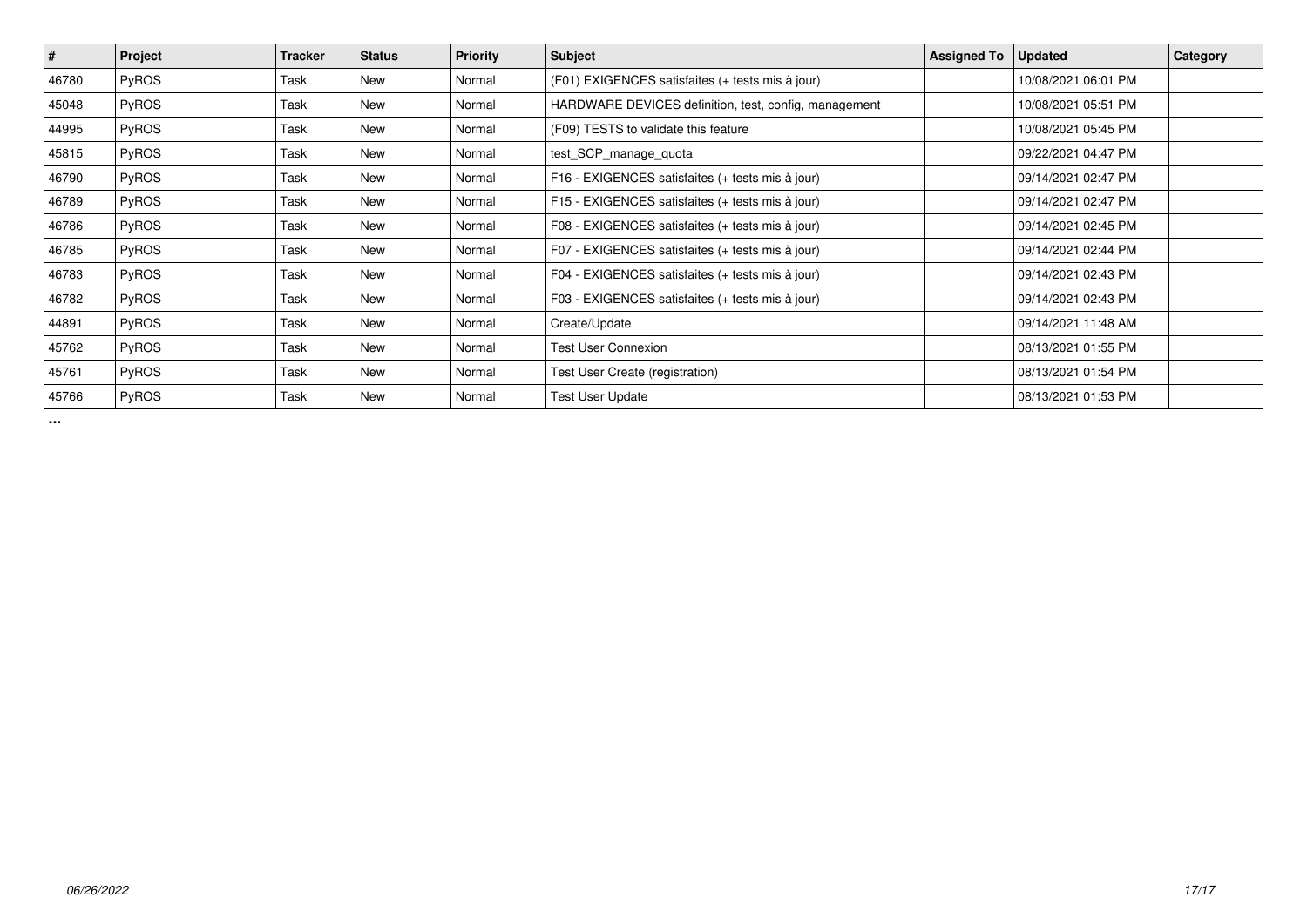| # | Project | Tracker | Status | Priority | Subject | Assigned To | Updated | Category |
|---|---|---|---|---|---|---|---|---|
| 46780 | PyROS | Task | New | Normal | (F01) EXIGENCES satisfaites (+ tests mis à jour) | | 10/08/2021 06:01 PM | |
| 45048 | PyROS | Task | New | Normal | HARDWARE DEVICES definition, test, config, management | | 10/08/2021 05:51 PM | |
| 44995 | PyROS | Task | New | Normal | (F09) TESTS to validate this feature | | 10/08/2021 05:45 PM | |
| 45815 | PyROS | Task | New | Normal | test_SCP_manage_quota | | 09/22/2021 04:47 PM | |
| 46790 | PyROS | Task | New | Normal | F16 - EXIGENCES satisfaites (+ tests mis à jour) | | 09/14/2021 02:47 PM | |
| 46789 | PyROS | Task | New | Normal | F15 - EXIGENCES satisfaites (+ tests mis à jour) | | 09/14/2021 02:47 PM | |
| 46786 | PyROS | Task | New | Normal | F08 - EXIGENCES satisfaites (+ tests mis à jour) | | 09/14/2021 02:45 PM | |
| 46785 | PyROS | Task | New | Normal | F07 - EXIGENCES satisfaites (+ tests mis à jour) | | 09/14/2021 02:44 PM | |
| 46783 | PyROS | Task | New | Normal | F04 - EXIGENCES satisfaites (+ tests mis à jour) | | 09/14/2021 02:43 PM | |
| 46782 | PyROS | Task | New | Normal | F03 - EXIGENCES satisfaites (+ tests mis à jour) | | 09/14/2021 02:43 PM | |
| 44891 | PyROS | Task | New | Normal | Create/Update | | 09/14/2021 11:48 AM | |
| 45762 | PyROS | Task | New | Normal | Test User Connexion | | 08/13/2021 01:55 PM | |
| 45761 | PyROS | Task | New | Normal | Test User Create (registration) | | 08/13/2021 01:54 PM | |
| 45766 | PyROS | Task | New | Normal | Test User Update | | 08/13/2021 01:53 PM | |

...